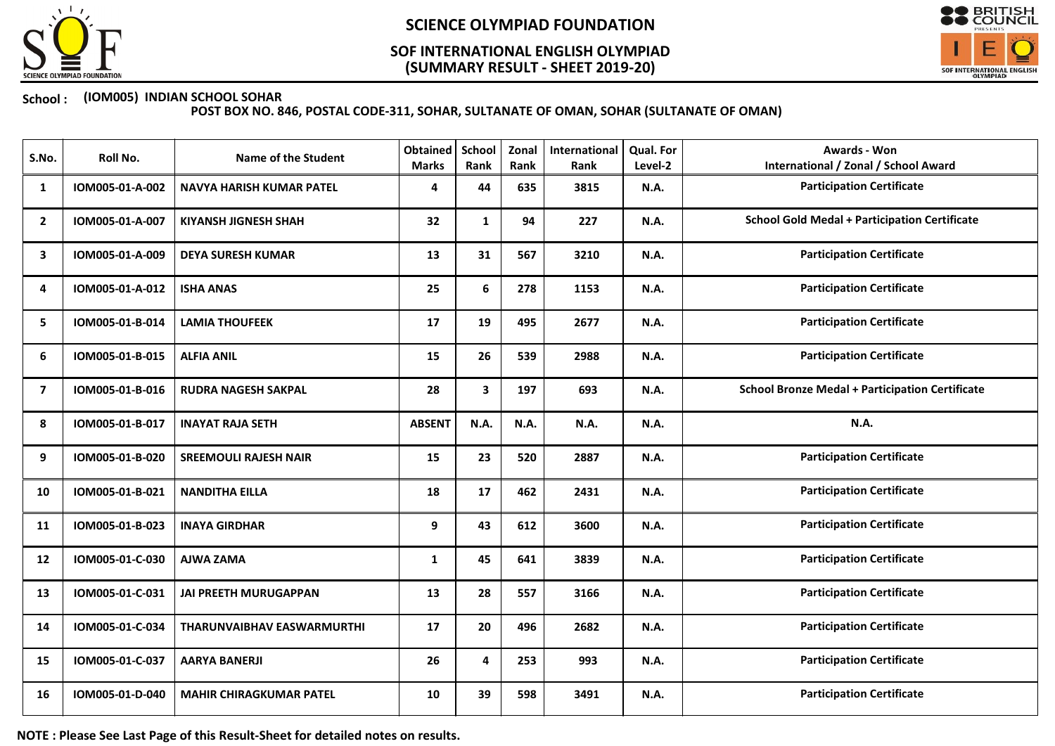# SCIENCE OLYMPIAD FOUNDATION

## SOF INTERNATIONAL ENGLISH OLYMPIAD
## (SUMMARY RESULT - SHEET 2019-20)

**School : (IOM005) INDIAN SCHOOL SOHAR**
**POST BOX NO. 846, POSTAL CODE-311, SOHAR, SULTANATE OF OMAN, SOHAR (SULTANATE OF OMAN)**

| S.No. | Roll No. | Name of the Student | Obtained Marks | School Rank | Zonal Rank | International Rank | Qual. For Level-2 | Awards - Won International / Zonal / School Award |
|---|---|---|---|---|---|---|---|---|
| 1 | IOM005-01-A-002 | NAVYA HARISH KUMAR PATEL | 4 | 44 | 635 | 3815 | N.A. | Participation Certificate |
| 2 | IOM005-01-A-007 | KIYANSH JIGNESH SHAH | 32 | 1 | 94 | 227 | N.A. | School Gold Medal + Participation Certificate |
| 3 | IOM005-01-A-009 | DEYA SURESH KUMAR | 13 | 31 | 567 | 3210 | N.A. | Participation Certificate |
| 4 | IOM005-01-A-012 | ISHA ANAS | 25 | 6 | 278 | 1153 | N.A. | Participation Certificate |
| 5 | IOM005-01-B-014 | LAMIA THOUFEEK | 17 | 19 | 495 | 2677 | N.A. | Participation Certificate |
| 6 | IOM005-01-B-015 | ALFIA ANIL | 15 | 26 | 539 | 2988 | N.A. | Participation Certificate |
| 7 | IOM005-01-B-016 | RUDRA NAGESH SAKPAL | 28 | 3 | 197 | 693 | N.A. | School Bronze Medal + Participation Certificate |
| 8 | IOM005-01-B-017 | INAYAT RAJA SETH | ABSENT | N.A. | N.A. | N.A. | N.A. | N.A. |
| 9 | IOM005-01-B-020 | SREEMOULI RAJESH NAIR | 15 | 23 | 520 | 2887 | N.A. | Participation Certificate |
| 10 | IOM005-01-B-021 | NANDITHA EILLA | 18 | 17 | 462 | 2431 | N.A. | Participation Certificate |
| 11 | IOM005-01-B-023 | INAYA GIRDHAR | 9 | 43 | 612 | 3600 | N.A. | Participation Certificate |
| 12 | IOM005-01-C-030 | AJWA ZAMA | 1 | 45 | 641 | 3839 | N.A. | Participation Certificate |
| 13 | IOM005-01-C-031 | JAI PREETH MURUGAPPAN | 13 | 28 | 557 | 3166 | N.A. | Participation Certificate |
| 14 | IOM005-01-C-034 | THARUNVAIBHAV EASWARMURTHI | 17 | 20 | 496 | 2682 | N.A. | Participation Certificate |
| 15 | IOM005-01-C-037 | AARYA BANERJI | 26 | 4 | 253 | 993 | N.A. | Participation Certificate |
| 16 | IOM005-01-D-040 | MAHIR CHIRAGKUMAR PATEL | 10 | 39 | 598 | 3491 | N.A. | Participation Certificate |

**NOTE : Please See Last Page of this Result-Sheet for detailed notes on results.**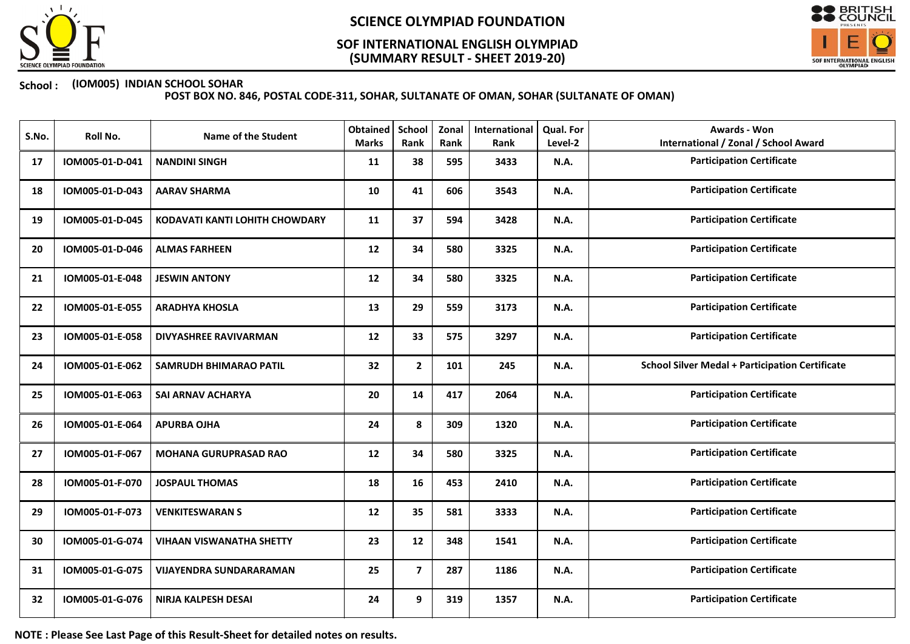# SCIENCE OLYMPIAD FOUNDATION

## SOF INTERNATIONAL ENGLISH OLYMPIAD
## (SUMMARY RESULT - SHEET 2019-20)

**School : (IOM005) INDIAN SCHOOL SOHAR**
**POST BOX NO. 846, POSTAL CODE-311, SOHAR, SULTANATE OF OMAN, SOHAR (SULTANATE OF OMAN)**

| S.No. | Roll No. | Name of the Student | Obtained Marks | School Rank | Zonal Rank | International Rank | Qual. For Level-2 | Awards - Won International / Zonal / School Award |
|---|---|---|---|---|---|---|---|---|
| 17 | IOM005-01-D-041 | NANDINI SINGH | 11 | 38 | 595 | 3433 | N.A. | Participation Certificate |
| 18 | IOM005-01-D-043 | AARAV SHARMA | 10 | 41 | 606 | 3543 | N.A. | Participation Certificate |
| 19 | IOM005-01-D-045 | KODAVATI KANTI LOHITH CHOWDARY | 11 | 37 | 594 | 3428 | N.A. | Participation Certificate |
| 20 | IOM005-01-D-046 | ALMAS FARHEEN | 12 | 34 | 580 | 3325 | N.A. | Participation Certificate |
| 21 | IOM005-01-E-048 | JESWIN ANTONY | 12 | 34 | 580 | 3325 | N.A. | Participation Certificate |
| 22 | IOM005-01-E-055 | ARADHYA KHOSLA | 13 | 29 | 559 | 3173 | N.A. | Participation Certificate |
| 23 | IOM005-01-E-058 | DIVYASHREE RAVIVARMAN | 12 | 33 | 575 | 3297 | N.A. | Participation Certificate |
| 24 | IOM005-01-E-062 | SAMRUDH BHIMARAO PATIL | 32 | 2 | 101 | 245 | N.A. | School Silver Medal + Participation Certificate |
| 25 | IOM005-01-E-063 | SAI ARNAV ACHARYA | 20 | 14 | 417 | 2064 | N.A. | Participation Certificate |
| 26 | IOM005-01-E-064 | APURBA OJHA | 24 | 8 | 309 | 1320 | N.A. | Participation Certificate |
| 27 | IOM005-01-F-067 | MOHANA GURUPRASAD RAO | 12 | 34 | 580 | 3325 | N.A. | Participation Certificate |
| 28 | IOM005-01-F-070 | JOSPAUL THOMAS | 18 | 16 | 453 | 2410 | N.A. | Participation Certificate |
| 29 | IOM005-01-F-073 | VENKITESWARAN S | 12 | 35 | 581 | 3333 | N.A. | Participation Certificate |
| 30 | IOM005-01-G-074 | VIHAAN VISWANATHA SHETTY | 23 | 12 | 348 | 1541 | N.A. | Participation Certificate |
| 31 | IOM005-01-G-075 | VIJAYENDRA SUNDARARAMAN | 25 | 7 | 287 | 1186 | N.A. | Participation Certificate |
| 32 | IOM005-01-G-076 | NIRJA KALPESH DESAI | 24 | 9 | 319 | 1357 | N.A. | Participation Certificate |

**NOTE : Please See Last Page of this Result-Sheet for detailed notes on results.**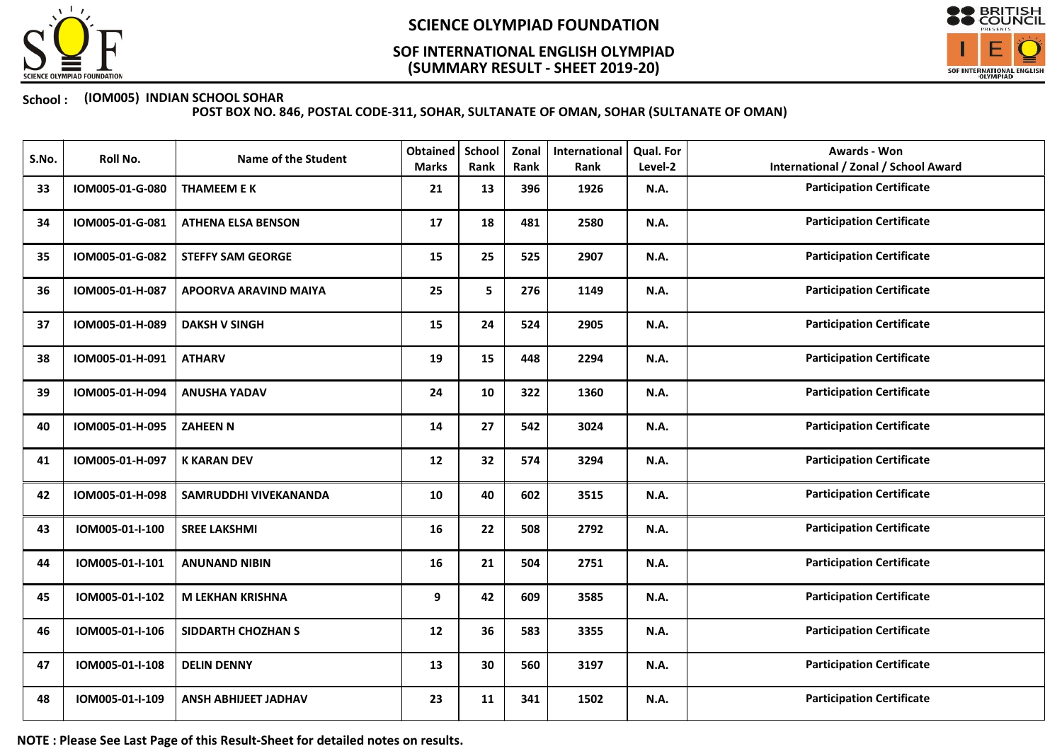# SCIENCE OLYMPIAD FOUNDATION

## SOF INTERNATIONAL ENGLISH OLYMPIAD
## (SUMMARY RESULT - SHEET 2019-20)

**School : (IOM005) INDIAN SCHOOL SOHAR**
**POST BOX NO. 846, POSTAL CODE-311, SOHAR, SULTANATE OF OMAN, SOHAR (SULTANATE OF OMAN)**

| S.No. | Roll No. | Name of the Student | Obtained Marks | School Rank | Zonal Rank | International Rank | Qual. For Level-2 | Awards - Won International / Zonal / School Award |
|---|---|---|---|---|---|---|---|---|
| 33 | IOM005-01-G-080 | THAMEEM E K | 21 | 13 | 396 | 1926 | N.A. | Participation Certificate |
| 34 | IOM005-01-G-081 | ATHENA ELSA BENSON | 17 | 18 | 481 | 2580 | N.A. | Participation Certificate |
| 35 | IOM005-01-G-082 | STEFFY SAM GEORGE | 15 | 25 | 525 | 2907 | N.A. | Participation Certificate |
| 36 | IOM005-01-H-087 | APOORVA ARAVIND MAIYA | 25 | 5 | 276 | 1149 | N.A. | Participation Certificate |
| 37 | IOM005-01-H-089 | DAKSH V SINGH | 15 | 24 | 524 | 2905 | N.A. | Participation Certificate |
| 38 | IOM005-01-H-091 | ATHARV | 19 | 15 | 448 | 2294 | N.A. | Participation Certificate |
| 39 | IOM005-01-H-094 | ANUSHA YADAV | 24 | 10 | 322 | 1360 | N.A. | Participation Certificate |
| 40 | IOM005-01-H-095 | ZAHEEN N | 14 | 27 | 542 | 3024 | N.A. | Participation Certificate |
| 41 | IOM005-01-H-097 | K KARAN DEV | 12 | 32 | 574 | 3294 | N.A. | Participation Certificate |
| 42 | IOM005-01-H-098 | SAMRUDDHI VIVEKANANDA | 10 | 40 | 602 | 3515 | N.A. | Participation Certificate |
| 43 | IOM005-01-I-100 | SREE LAKSHMI | 16 | 22 | 508 | 2792 | N.A. | Participation Certificate |
| 44 | IOM005-01-I-101 | ANUNAND NIBIN | 16 | 21 | 504 | 2751 | N.A. | Participation Certificate |
| 45 | IOM005-01-I-102 | M LEKHAN KRISHNA | 9 | 42 | 609 | 3585 | N.A. | Participation Certificate |
| 46 | IOM005-01-I-106 | SIDDARTH CHOZHAN S | 12 | 36 | 583 | 3355 | N.A. | Participation Certificate |
| 47 | IOM005-01-I-108 | DELIN DENNY | 13 | 30 | 560 | 3197 | N.A. | Participation Certificate |
| 48 | IOM005-01-I-109 | ANSH ABHIJEET JADHAV | 23 | 11 | 341 | 1502 | N.A. | Participation Certificate |

**NOTE : Please See Last Page of this Result-Sheet for detailed notes on results.**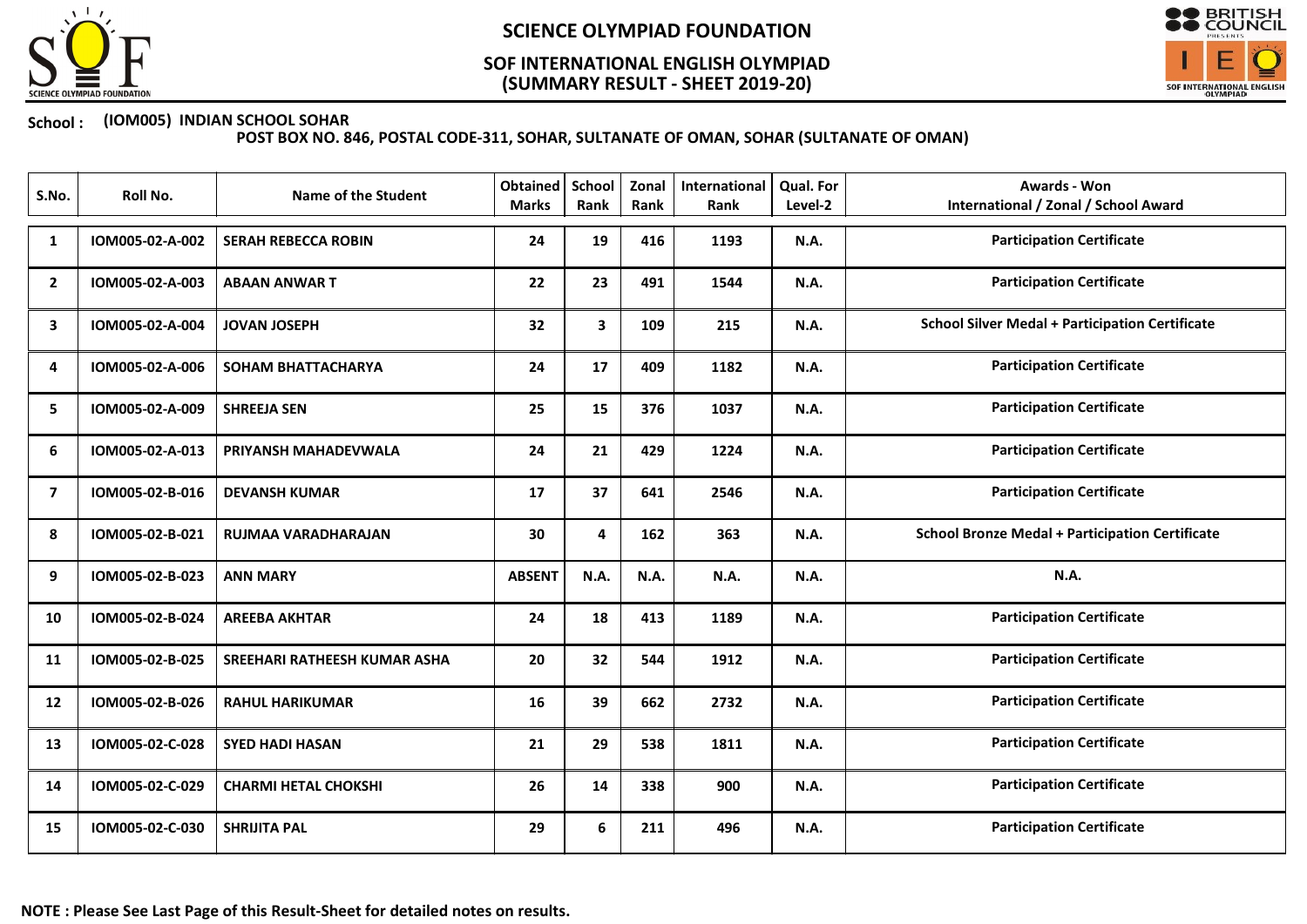# SCIENCE OLYMPIAD FOUNDATION

## SOF INTERNATIONAL ENGLISH OLYMPIAD
## (SUMMARY RESULT - SHEET 2019-20)

**School :** **(IOM005) INDIAN SCHOOL SOHAR**
**POST BOX NO. 846, POSTAL CODE-311, SOHAR, SULTANATE OF OMAN, SOHAR (SULTANATE OF OMAN)**

| S.No. | Roll No. | Name of the Student | Obtained Marks | School Rank | Zonal Rank | International Rank | Qual. For Level-2 | Awards - Won International / Zonal / School Award |
|---|---|---|---|---|---|---|---|---|
| 1 | IOM005-02-A-002 | SERAH REBECCA ROBIN | 24 | 19 | 416 | 1193 | N.A. | Participation Certificate |
| 2 | IOM005-02-A-003 | ABAAN ANWAR T | 22 | 23 | 491 | 1544 | N.A. | Participation Certificate |
| 3 | IOM005-02-A-004 | JOVAN JOSEPH | 32 | 3 | 109 | 215 | N.A. | School Silver Medal + Participation Certificate |
| 4 | IOM005-02-A-006 | SOHAM BHATTACHARYA | 24 | 17 | 409 | 1182 | N.A. | Participation Certificate |
| 5 | IOM005-02-A-009 | SHREEJA SEN | 25 | 15 | 376 | 1037 | N.A. | Participation Certificate |
| 6 | IOM005-02-A-013 | PRIYANSH MAHADEVWALA | 24 | 21 | 429 | 1224 | N.A. | Participation Certificate |
| 7 | IOM005-02-B-016 | DEVANSH KUMAR | 17 | 37 | 641 | 2546 | N.A. | Participation Certificate |
| 8 | IOM005-02-B-021 | RUJMAA VARADHARAJAN | 30 | 4 | 162 | 363 | N.A. | School Bronze Medal + Participation Certificate |
| 9 | IOM005-02-B-023 | ANN MARY | ABSENT | N.A. | N.A. | N.A. | N.A. | N.A. |
| 10 | IOM005-02-B-024 | AREEBA AKHTAR | 24 | 18 | 413 | 1189 | N.A. | Participation Certificate |
| 11 | IOM005-02-B-025 | SREEHARI RATHEESH KUMAR ASHA | 20 | 32 | 544 | 1912 | N.A. | Participation Certificate |
| 12 | IOM005-02-B-026 | RAHUL HARIKUMAR | 16 | 39 | 662 | 2732 | N.A. | Participation Certificate |
| 13 | IOM005-02-C-028 | SYED HADI HASAN | 21 | 29 | 538 | 1811 | N.A. | Participation Certificate |
| 14 | IOM005-02-C-029 | CHARMI HETAL CHOKSHI | 26 | 14 | 338 | 900 | N.A. | Participation Certificate |
| 15 | IOM005-02-C-030 | SHRIJITA PAL | 29 | 6 | 211 | 496 | N.A. | Participation Certificate |

**NOTE : Please See Last Page of this Result-Sheet for detailed notes on results.**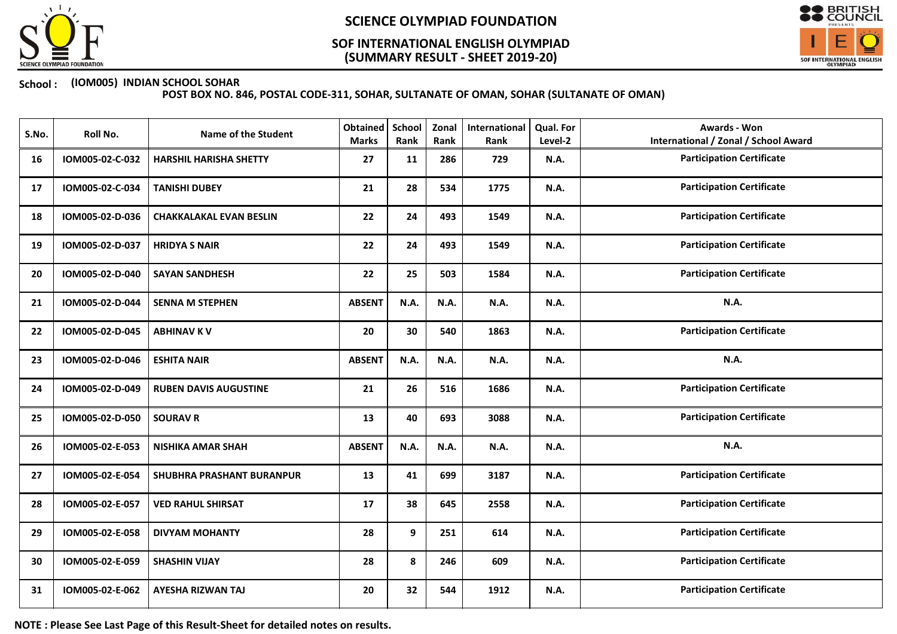# SCIENCE OLYMPIAD FOUNDATION

## SOF INTERNATIONAL ENGLISH OLYMPIAD
## (SUMMARY RESULT - SHEET 2019-20)

**School : (IOM005) INDIAN SCHOOL SOHAR**
**POST BOX NO. 846, POSTAL CODE-311, SOHAR, SULTANATE OF OMAN, SOHAR (SULTANATE OF OMAN)**

| S.No. | Roll No. | Name of the Student | Obtained Marks | School Rank | Zonal Rank | International Rank | Qual. For Level-2 | Awards - Won International / Zonal / School Award |
|---|---|---|---|---|---|---|---|---|
| 16 | IOM005-02-C-032 | HARSHIL HARISHA SHETTY | 27 | 11 | 286 | 729 | N.A. | Participation Certificate |
| 17 | IOM005-02-C-034 | TANISHI DUBEY | 21 | 28 | 534 | 1775 | N.A. | Participation Certificate |
| 18 | IOM005-02-D-036 | CHAKKALAKAL EVAN BESLIN | 22 | 24 | 493 | 1549 | N.A. | Participation Certificate |
| 19 | IOM005-02-D-037 | HRIDYA S NAIR | 22 | 24 | 493 | 1549 | N.A. | Participation Certificate |
| 20 | IOM005-02-D-040 | SAYAN SANDHESH | 22 | 25 | 503 | 1584 | N.A. | Participation Certificate |
| 21 | IOM005-02-D-044 | SENNA M STEPHEN | ABSENT | N.A. | N.A. | N.A. | N.A. | N.A. |
| 22 | IOM005-02-D-045 | ABHINAV K V | 20 | 30 | 540 | 1863 | N.A. | Participation Certificate |
| 23 | IOM005-02-D-046 | ESHITA NAIR | ABSENT | N.A. | N.A. | N.A. | N.A. | N.A. |
| 24 | IOM005-02-D-049 | RUBEN DAVIS AUGUSTINE | 21 | 26 | 516 | 1686 | N.A. | Participation Certificate |
| 25 | IOM005-02-D-050 | SOURAV R | 13 | 40 | 693 | 3088 | N.A. | Participation Certificate |
| 26 | IOM005-02-E-053 | NISHIKA AMAR SHAH | ABSENT | N.A. | N.A. | N.A. | N.A. | N.A. |
| 27 | IOM005-02-E-054 | SHUBHRA PRASHANT BURANPUR | 13 | 41 | 699 | 3187 | N.A. | Participation Certificate |
| 28 | IOM005-02-E-057 | VED RAHUL SHIRSAT | 17 | 38 | 645 | 2558 | N.A. | Participation Certificate |
| 29 | IOM005-02-E-058 | DIVYAM MOHANTY | 28 | 9 | 251 | 614 | N.A. | Participation Certificate |
| 30 | IOM005-02-E-059 | SHASHIN VIJAY | 28 | 8 | 246 | 609 | N.A. | Participation Certificate |
| 31 | IOM005-02-E-062 | AYESHA RIZWAN TAJ | 20 | 32 | 544 | 1912 | N.A. | Participation Certificate |

**NOTE : Please See Last Page of this Result-Sheet for detailed notes on results.**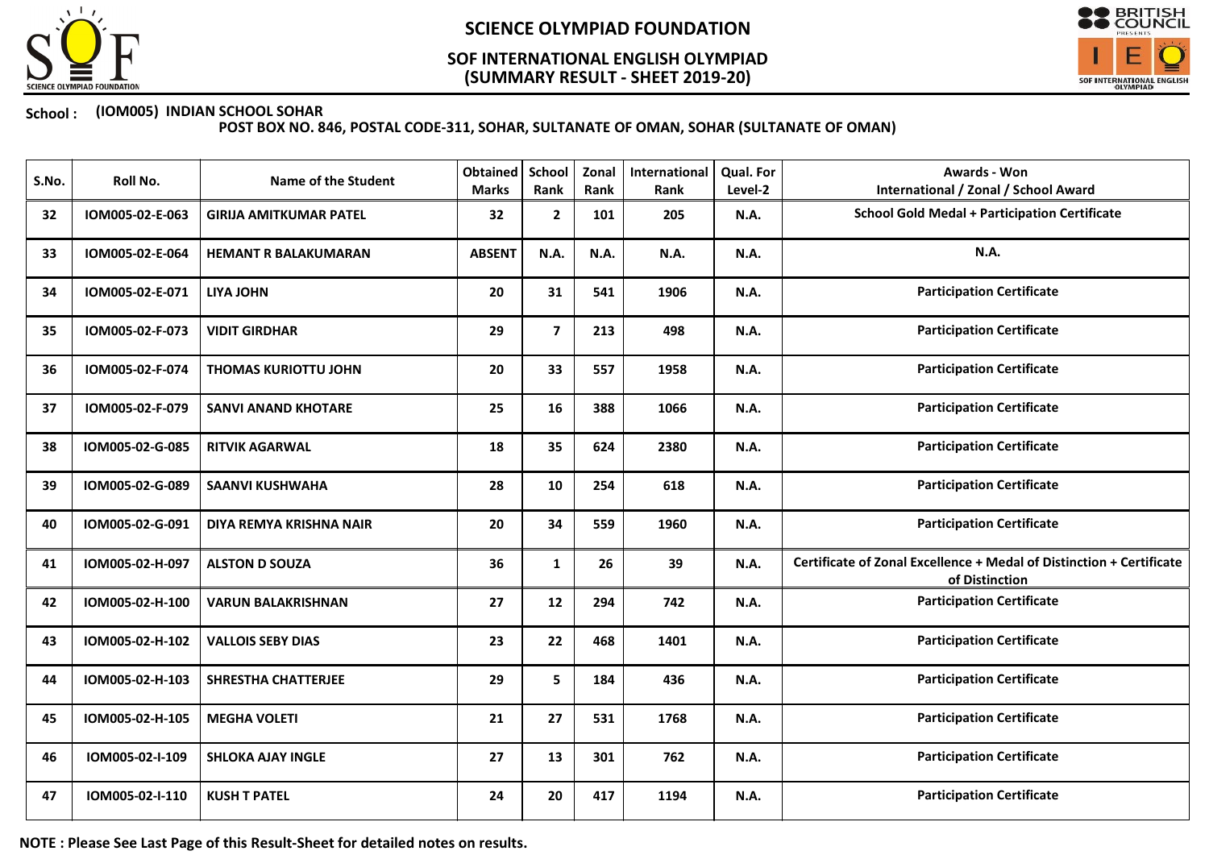# SCIENCE OLYMPIAD FOUNDATION

## SOF INTERNATIONAL ENGLISH OLYMPIAD (SUMMARY RESULT - SHEET 2019-20)

**School : (IOM005) INDIAN SCHOOL SOHAR**
**POST BOX NO. 846, POSTAL CODE-311, SOHAR, SULTANATE OF OMAN, SOHAR (SULTANATE OF OMAN)**

| S.No. | Roll No. | Name of the Student | Obtained Marks | School Rank | Zonal Rank | International Rank | Qual. For Level-2 | Awards - Won International / Zonal / School Award |
|---|---|---|---|---|---|---|---|---|
| 32 | IOM005-02-E-063 | GIRIJA AMITKUMAR PATEL | 32 | 2 | 101 | 205 | N.A. | School Gold Medal + Participation Certificate |
| 33 | IOM005-02-E-064 | HEMANT R BALAKUMARAN | ABSENT | N.A. | N.A. | N.A. | N.A. | N.A. |
| 34 | IOM005-02-E-071 | LIYA JOHN | 20 | 31 | 541 | 1906 | N.A. | Participation Certificate |
| 35 | IOM005-02-F-073 | VIDIT GIRDHAR | 29 | 7 | 213 | 498 | N.A. | Participation Certificate |
| 36 | IOM005-02-F-074 | THOMAS KURIOTTU JOHN | 20 | 33 | 557 | 1958 | N.A. | Participation Certificate |
| 37 | IOM005-02-F-079 | SANVI ANAND KHOTARE | 25 | 16 | 388 | 1066 | N.A. | Participation Certificate |
| 38 | IOM005-02-G-085 | RITVIK AGARWAL | 18 | 35 | 624 | 2380 | N.A. | Participation Certificate |
| 39 | IOM005-02-G-089 | SAANVI KUSHWAHA | 28 | 10 | 254 | 618 | N.A. | Participation Certificate |
| 40 | IOM005-02-G-091 | DIYA REMYA KRISHNA NAIR | 20 | 34 | 559 | 1960 | N.A. | Participation Certificate |
| 41 | IOM005-02-H-097 | ALSTON D SOUZA | 36 | 1 | 26 | 39 | N.A. | Certificate of Zonal Excellence + Medal of Distinction + Certificate of Distinction |
| 42 | IOM005-02-H-100 | VARUN BALAKRISHNAN | 27 | 12 | 294 | 742 | N.A. | Participation Certificate |
| 43 | IOM005-02-H-102 | VALLOIS SEBY DIAS | 23 | 22 | 468 | 1401 | N.A. | Participation Certificate |
| 44 | IOM005-02-H-103 | SHRESTHA CHATTERJEE | 29 | 5 | 184 | 436 | N.A. | Participation Certificate |
| 45 | IOM005-02-H-105 | MEGHA VOLETI | 21 | 27 | 531 | 1768 | N.A. | Participation Certificate |
| 46 | IOM005-02-I-109 | SHLOKA AJAY INGLE | 27 | 13 | 301 | 762 | N.A. | Participation Certificate |
| 47 | IOM005-02-I-110 | KUSH T PATEL | 24 | 20 | 417 | 1194 | N.A. | Participation Certificate |

**NOTE : Please See Last Page of this Result-Sheet for detailed notes on results.**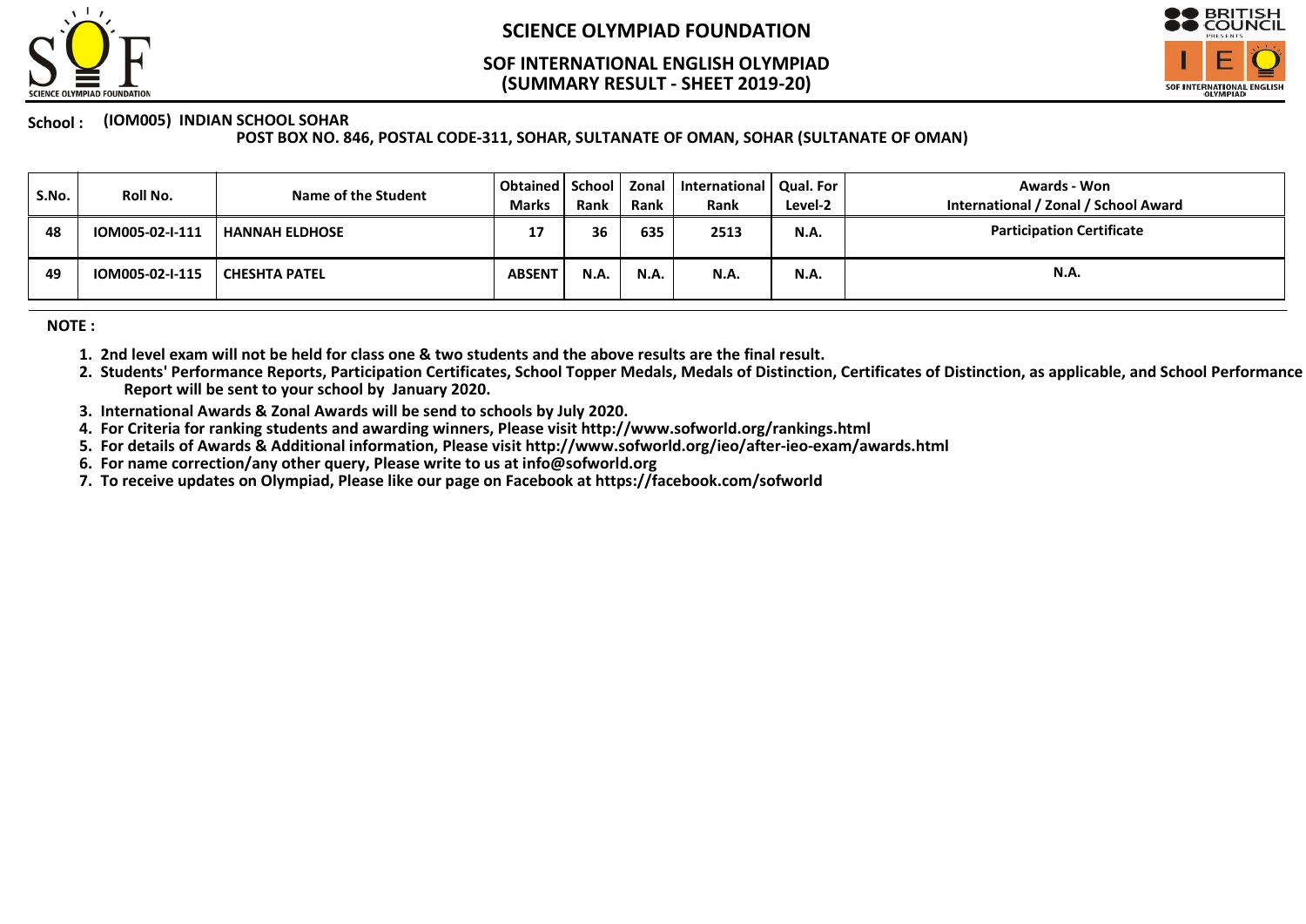# SCIENCE OLYMPIAD FOUNDATION

## SOF INTERNATIONAL ENGLISH OLYMPIAD (SUMMARY RESULT - SHEET 2019-20)

**School :** (IOM005) INDIAN SCHOOL SOHAR
POST BOX NO. 846, POSTAL CODE-311, SOHAR, SULTANATE OF OMAN, SOHAR (SULTANATE OF OMAN)

| S.No. | Roll No. | Name of the Student | Obtained Marks | School Rank | Zonal Rank | International Rank | Qual. For Level-2 | Awards - Won International / Zonal / School Award |
|---|---|---|---|---|---|---|---|---|
| 48 | IOM005-02-I-111 | HANNAH ELDHOSE | 17 | 36 | 635 | 2513 | N.A. | Participation Certificate |
| 49 | IOM005-02-I-115 | CHESHTA PATEL | ABSENT | N.A. | N.A. | N.A. | N.A. | N.A. |

**NOTE :**

1. 2nd level exam will not be held for class one & two students and the above results are the final result.
2. Students' Performance Reports, Participation Certificates, School Topper Medals, Medals of Distinction, Certificates of Distinction, as applicable, and School Performance Report will be sent to your school by January 2020.
3. International Awards & Zonal Awards will be send to schools by July 2020.
4. For Criteria for ranking students and awarding winners, Please visit http://www.sofworld.org/rankings.html
5. For details of Awards & Additional information, Please visit http://www.sofworld.org/ieo/after-ieo-exam/awards.html
6. For name correction/any other query, Please write to us at info@sofworld.org
7. To receive updates on Olympiad, Please like our page on Facebook at https://facebook.com/sofworld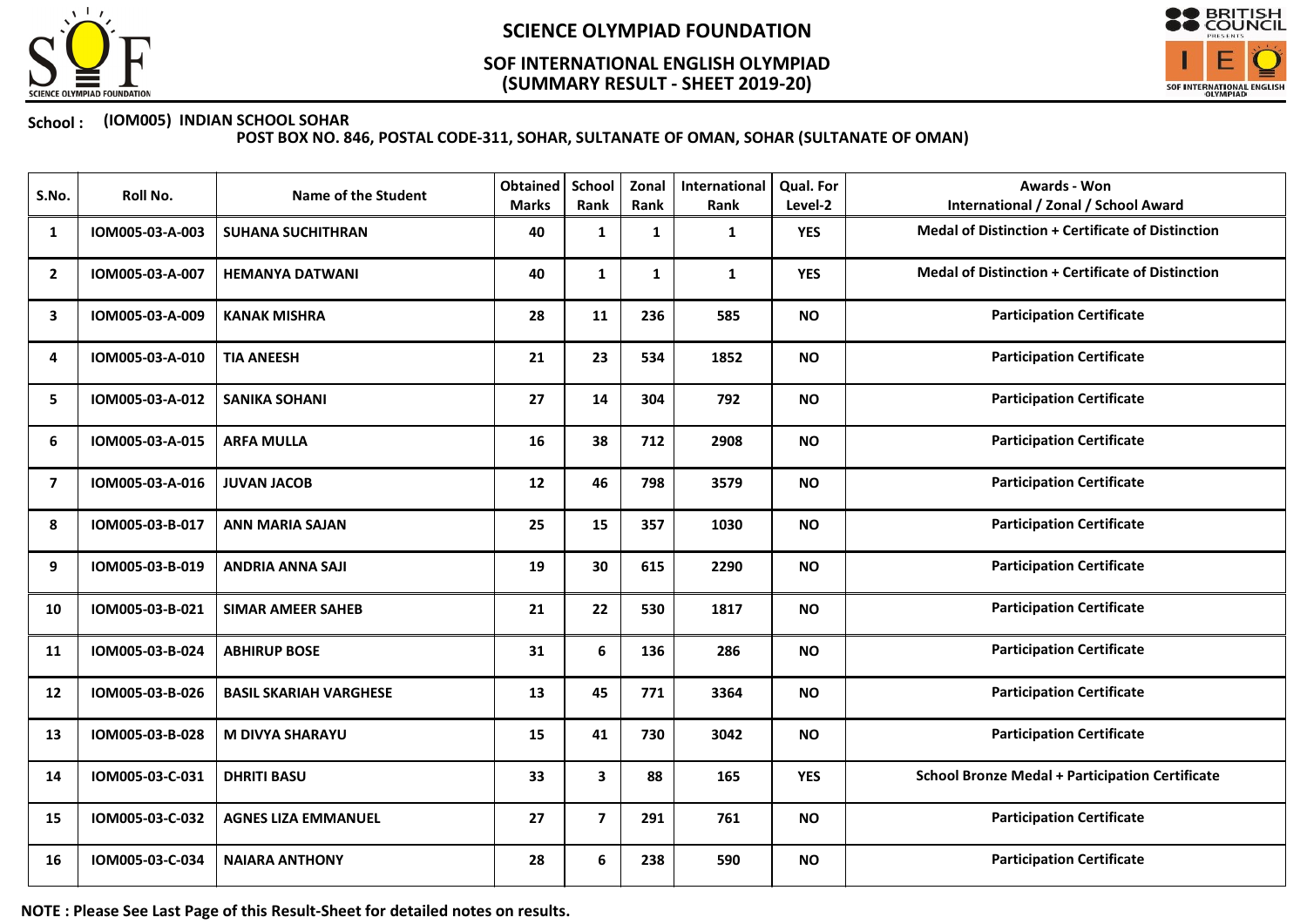# SCIENCE OLYMPIAD FOUNDATION

## SOF INTERNATIONAL ENGLISH OLYMPIAD
## (SUMMARY RESULT - SHEET 2019-20)

**School :** (IOM005) INDIAN SCHOOL SOHAR
POST BOX NO. 846, POSTAL CODE-311, SOHAR, SULTANATE OF OMAN, SOHAR (SULTANATE OF OMAN)

| S.No. | Roll No. | Name of the Student | Obtained Marks | School Rank | Zonal Rank | International Rank | Qual. For Level-2 | Awards - Won International / Zonal / School Award |
|---|---|---|---|---|---|---|---|---|
| 1 | IOM005-03-A-003 | SUHANA SUCHITHRAN | 40 | 1 | 1 | 1 | YES | Medal of Distinction + Certificate of Distinction |
| 2 | IOM005-03-A-007 | HEMANYA DATWANI | 40 | 1 | 1 | 1 | YES | Medal of Distinction + Certificate of Distinction |
| 3 | IOM005-03-A-009 | KANAK MISHRA | 28 | 11 | 236 | 585 | NO | Participation Certificate |
| 4 | IOM005-03-A-010 | TIA ANEESH | 21 | 23 | 534 | 1852 | NO | Participation Certificate |
| 5 | IOM005-03-A-012 | SANIKA SOHANI | 27 | 14 | 304 | 792 | NO | Participation Certificate |
| 6 | IOM005-03-A-015 | ARFA MULLA | 16 | 38 | 712 | 2908 | NO | Participation Certificate |
| 7 | IOM005-03-A-016 | JUVAN JACOB | 12 | 46 | 798 | 3579 | NO | Participation Certificate |
| 8 | IOM005-03-B-017 | ANN MARIA SAJAN | 25 | 15 | 357 | 1030 | NO | Participation Certificate |
| 9 | IOM005-03-B-019 | ANDRIA ANNA SAJI | 19 | 30 | 615 | 2290 | NO | Participation Certificate |
| 10 | IOM005-03-B-021 | SIMAR AMEER SAHEB | 21 | 22 | 530 | 1817 | NO | Participation Certificate |
| 11 | IOM005-03-B-024 | ABHIRUP BOSE | 31 | 6 | 136 | 286 | NO | Participation Certificate |
| 12 | IOM005-03-B-026 | BASIL SKARIAH VARGHESE | 13 | 45 | 771 | 3364 | NO | Participation Certificate |
| 13 | IOM005-03-B-028 | M DIVYA SHARAYU | 15 | 41 | 730 | 3042 | NO | Participation Certificate |
| 14 | IOM005-03-C-031 | DHRITI BASU | 33 | 3 | 88 | 165 | YES | School Bronze Medal + Participation Certificate |
| 15 | IOM005-03-C-032 | AGNES LIZA EMMANUEL | 27 | 7 | 291 | 761 | NO | Participation Certificate |
| 16 | IOM005-03-C-034 | NAIARA ANTHONY | 28 | 6 | 238 | 590 | NO | Participation Certificate |

**NOTE : Please See Last Page of this Result-Sheet for detailed notes on results.**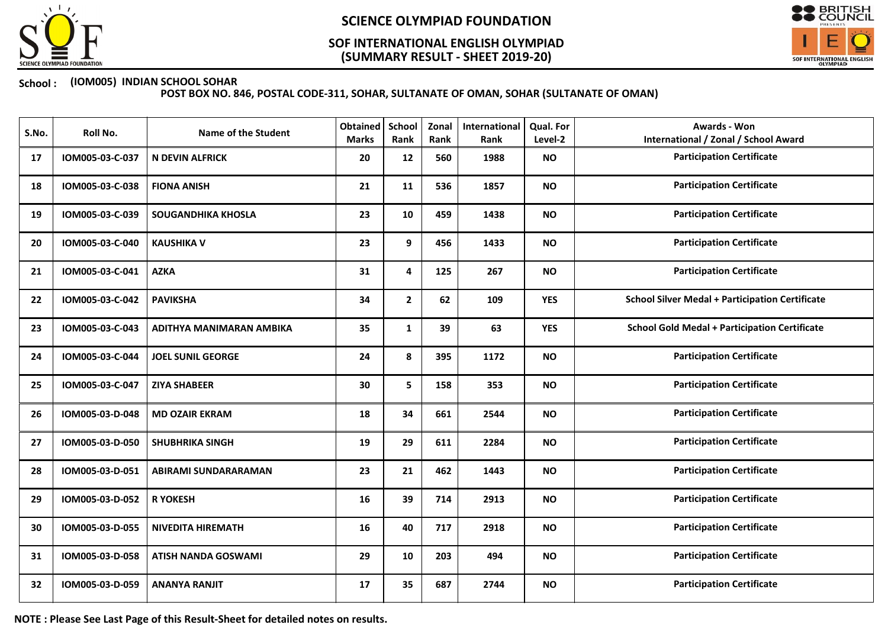# SCIENCE OLYMPIAD FOUNDATION

## SOF INTERNATIONAL ENGLISH OLYMPIAD (SUMMARY RESULT - SHEET 2019-20)

**School :** **(IOM005) INDIAN SCHOOL SOHAR**
**POST BOX NO. 846, POSTAL CODE-311, SOHAR, SULTANATE OF OMAN, SOHAR (SULTANATE OF OMAN)**

| S.No. | Roll No. | Name of the Student | Obtained Marks | School Rank | Zonal Rank | International Rank | Qual. For Level-2 | Awards - Won International / Zonal / School Award |
|---|---|---|---|---|---|---|---|---|
| 17 | IOM005-03-C-037 | N DEVIN ALFRICK | 20 | 12 | 560 | 1988 | NO | Participation Certificate |
| 18 | IOM005-03-C-038 | FIONA ANISH | 21 | 11 | 536 | 1857 | NO | Participation Certificate |
| 19 | IOM005-03-C-039 | SOUGANDHIKA KHOSLA | 23 | 10 | 459 | 1438 | NO | Participation Certificate |
| 20 | IOM005-03-C-040 | KAUSHIKA V | 23 | 9 | 456 | 1433 | NO | Participation Certificate |
| 21 | IOM005-03-C-041 | AZKA | 31 | 4 | 125 | 267 | NO | Participation Certificate |
| 22 | IOM005-03-C-042 | PAVIKSHA | 34 | 2 | 62 | 109 | YES | School Silver Medal + Participation Certificate |
| 23 | IOM005-03-C-043 | ADITHYA MANIMARAN AMBIKA | 35 | 1 | 39 | 63 | YES | School Gold Medal + Participation Certificate |
| 24 | IOM005-03-C-044 | JOEL SUNIL GEORGE | 24 | 8 | 395 | 1172 | NO | Participation Certificate |
| 25 | IOM005-03-C-047 | ZIYA SHABEER | 30 | 5 | 158 | 353 | NO | Participation Certificate |
| 26 | IOM005-03-D-048 | MD OZAIR EKRAM | 18 | 34 | 661 | 2544 | NO | Participation Certificate |
| 27 | IOM005-03-D-050 | SHUBHRIKA SINGH | 19 | 29 | 611 | 2284 | NO | Participation Certificate |
| 28 | IOM005-03-D-051 | ABIRAMI SUNDARARAMAN | 23 | 21 | 462 | 1443 | NO | Participation Certificate |
| 29 | IOM005-03-D-052 | R YOKESH | 16 | 39 | 714 | 2913 | NO | Participation Certificate |
| 30 | IOM005-03-D-055 | NIVEDITA HIREMATH | 16 | 40 | 717 | 2918 | NO | Participation Certificate |
| 31 | IOM005-03-D-058 | ATISH NANDA GOSWAMI | 29 | 10 | 203 | 494 | NO | Participation Certificate |
| 32 | IOM005-03-D-059 | ANANYA RANJIT | 17 | 35 | 687 | 2744 | NO | Participation Certificate |

**NOTE : Please See Last Page of this Result-Sheet for detailed notes on results.**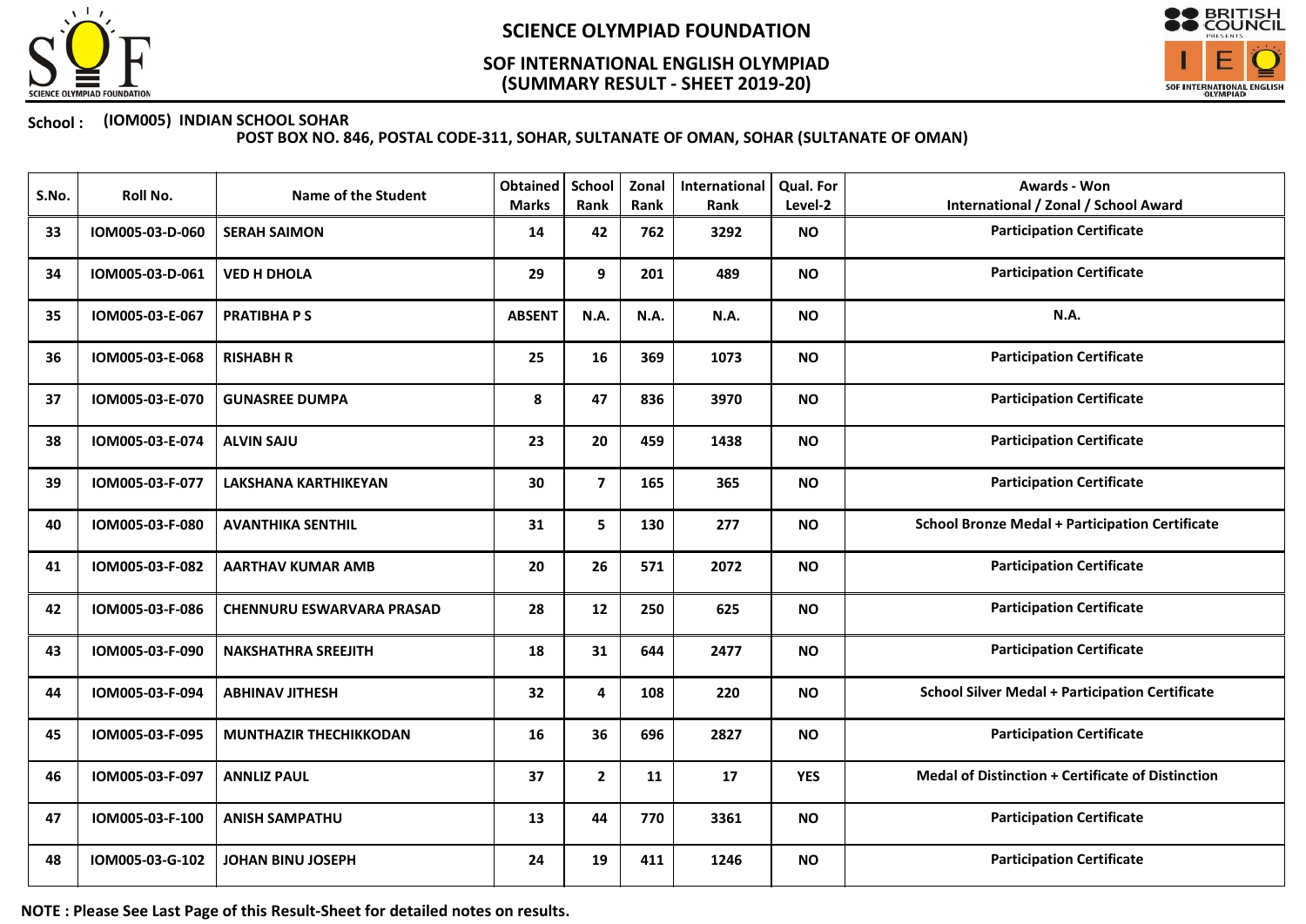# SCIENCE OLYMPIAD FOUNDATION

## SOF INTERNATIONAL ENGLISH OLYMPIAD (SUMMARY RESULT - SHEET 2019-20)

**School : (IOM005) INDIAN SCHOOL SOHAR**
**POST BOX NO. 846, POSTAL CODE-311, SOHAR, SULTANATE OF OMAN, SOHAR (SULTANATE OF OMAN)**

| S.No. | Roll No. | Name of the Student | Obtained Marks | School Rank | Zonal Rank | International Rank | Qual. For Level-2 | Awards - Won International / Zonal / School Award |
|---|---|---|---|---|---|---|---|---|
| 33 | IOM005-03-D-060 | SERAH SAIMON | 14 | 42 | 762 | 3292 | NO | Participation Certificate |
| 34 | IOM005-03-D-061 | VED H DHOLA | 29 | 9 | 201 | 489 | NO | Participation Certificate |
| 35 | IOM005-03-E-067 | PRATIBHA P S | ABSENT | N.A. | N.A. | N.A. | NO | N.A. |
| 36 | IOM005-03-E-068 | RISHABH R | 25 | 16 | 369 | 1073 | NO | Participation Certificate |
| 37 | IOM005-03-E-070 | GUNASREE DUMPA | 8 | 47 | 836 | 3970 | NO | Participation Certificate |
| 38 | IOM005-03-E-074 | ALVIN SAJU | 23 | 20 | 459 | 1438 | NO | Participation Certificate |
| 39 | IOM005-03-F-077 | LAKSHANA KARTHIKEYAN | 30 | 7 | 165 | 365 | NO | Participation Certificate |
| 40 | IOM005-03-F-080 | AVANTHIKA SENTHIL | 31 | 5 | 130 | 277 | NO | School Bronze Medal + Participation Certificate |
| 41 | IOM005-03-F-082 | AARTHAV KUMAR AMB | 20 | 26 | 571 | 2072 | NO | Participation Certificate |
| 42 | IOM005-03-F-086 | CHENNURU ESWARVARA PRASAD | 28 | 12 | 250 | 625 | NO | Participation Certificate |
| 43 | IOM005-03-F-090 | NAKSHATHRA SREEJITH | 18 | 31 | 644 | 2477 | NO | Participation Certificate |
| 44 | IOM005-03-F-094 | ABHINAV JITHESH | 32 | 4 | 108 | 220 | NO | School Silver Medal + Participation Certificate |
| 45 | IOM005-03-F-095 | MUNTHAZIR THECHIKKODAN | 16 | 36 | 696 | 2827 | NO | Participation Certificate |
| 46 | IOM005-03-F-097 | ANNLIZ PAUL | 37 | 2 | 11 | 17 | YES | Medal of Distinction + Certificate of Distinction |
| 47 | IOM005-03-F-100 | ANISH SAMPATHU | 13 | 44 | 770 | 3361 | NO | Participation Certificate |
| 48 | IOM005-03-G-102 | JOHAN BINU JOSEPH | 24 | 19 | 411 | 1246 | NO | Participation Certificate |

**NOTE : Please See Last Page of this Result-Sheet for detailed notes on results.**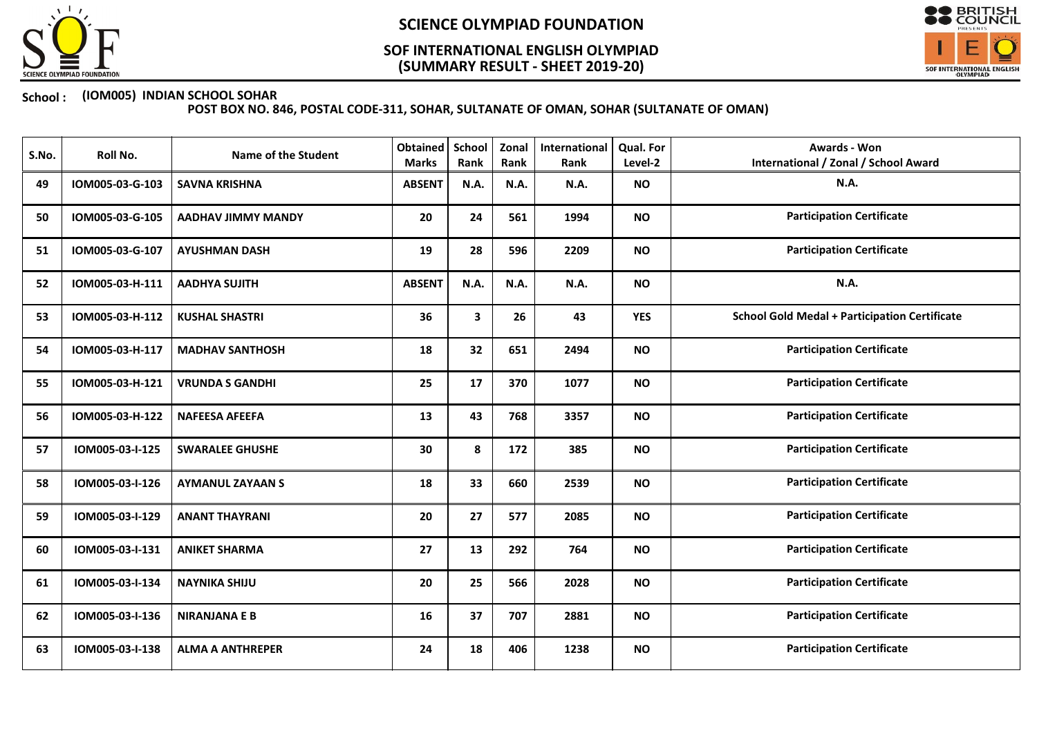# SCIENCE OLYMPIAD FOUNDATION

## SOF INTERNATIONAL ENGLISH OLYMPIAD (SUMMARY RESULT - SHEET 2019-20)

**School : (IOM005) INDIAN SCHOOL SOHAR**

**POST BOX NO. 846, POSTAL CODE-311, SOHAR, SULTANATE OF OMAN, SOHAR (SULTANATE OF OMAN)**

| S.No. | Roll No. | Name of the Student | Obtained Marks | School Rank | Zonal Rank | International Rank | Qual. For Level-2 | Awards - Won International / Zonal / School Award |
|---|---|---|---|---|---|---|---|---|
| 49 | IOM005-03-G-103 | SAVNA KRISHNA | ABSENT | N.A. | N.A. | N.A. | NO | N.A. |
| 50 | IOM005-03-G-105 | AADHAV JIMMY MANDY | 20 | 24 | 561 | 1994 | NO | Participation Certificate |
| 51 | IOM005-03-G-107 | AYUSHMAN DASH | 19 | 28 | 596 | 2209 | NO | Participation Certificate |
| 52 | IOM005-03-H-111 | AADHYA SUJITH | ABSENT | N.A. | N.A. | N.A. | NO | N.A. |
| 53 | IOM005-03-H-112 | KUSHAL SHASTRI | 36 | 3 | 26 | 43 | YES | School Gold Medal + Participation Certificate |
| 54 | IOM005-03-H-117 | MADHAV SANTHOSH | 18 | 32 | 651 | 2494 | NO | Participation Certificate |
| 55 | IOM005-03-H-121 | VRUNDA S GANDHI | 25 | 17 | 370 | 1077 | NO | Participation Certificate |
| 56 | IOM005-03-H-122 | NAFEESA AFEEFA | 13 | 43 | 768 | 3357 | NO | Participation Certificate |
| 57 | IOM005-03-I-125 | SWARALEE GHUSHE | 30 | 8 | 172 | 385 | NO | Participation Certificate |
| 58 | IOM005-03-I-126 | AYMANUL ZAYAAN S | 18 | 33 | 660 | 2539 | NO | Participation Certificate |
| 59 | IOM005-03-I-129 | ANANT THAYRANI | 20 | 27 | 577 | 2085 | NO | Participation Certificate |
| 60 | IOM005-03-I-131 | ANIKET SHARMA | 27 | 13 | 292 | 764 | NO | Participation Certificate |
| 61 | IOM005-03-I-134 | NAYNIKA SHIJU | 20 | 25 | 566 | 2028 | NO | Participation Certificate |
| 62 | IOM005-03-I-136 | NIRANJANA E B | 16 | 37 | 707 | 2881 | NO | Participation Certificate |
| 63 | IOM005-03-I-138 | ALMA A ANTHREPER | 24 | 18 | 406 | 1238 | NO | Participation Certificate |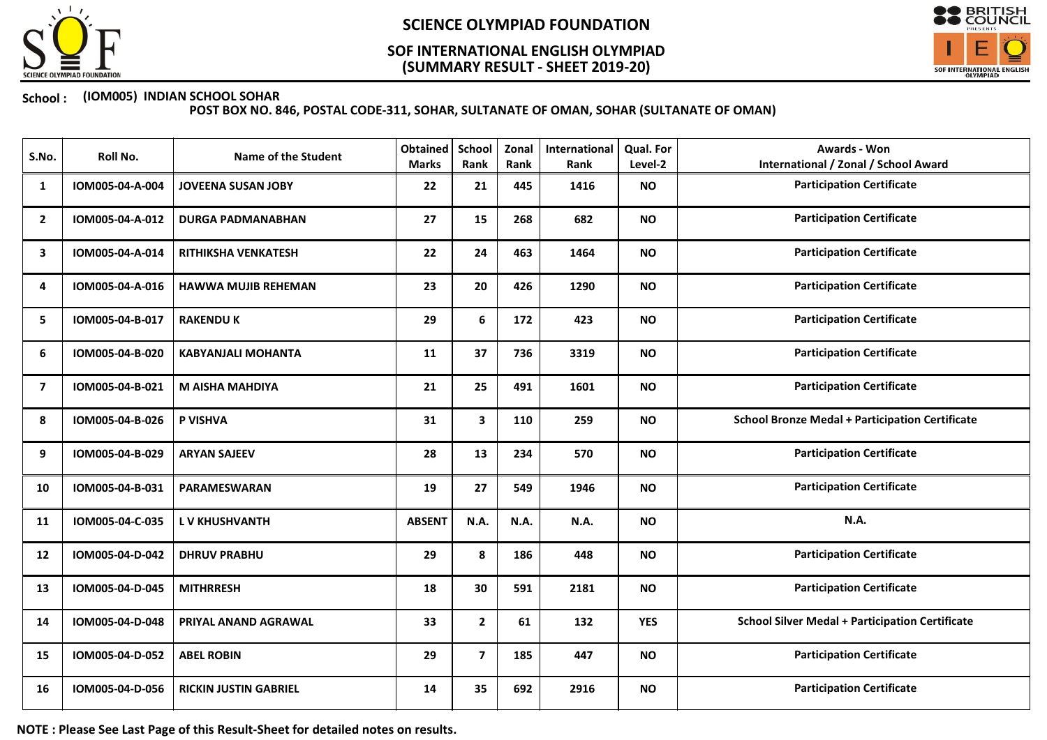# SCIENCE OLYMPIAD FOUNDATION

## SOF INTERNATIONAL ENGLISH OLYMPIAD
## (SUMMARY RESULT - SHEET 2019-20)

**School :** **(IOM005) INDIAN SCHOOL SOHAR**
**POST BOX NO. 846, POSTAL CODE-311, SOHAR, SULTANATE OF OMAN, SOHAR (SULTANATE OF OMAN)**

| S.No. | Roll No. | Name of the Student | Obtained Marks | School Rank | Zonal Rank | International Rank | Qual. For Level-2 | Awards - Won International / Zonal / School Award |
|---|---|---|---|---|---|---|---|---|
| 1 | IOM005-04-A-004 | JOVEENA SUSAN JOBY | 22 | 21 | 445 | 1416 | NO | Participation Certificate |
| 2 | IOM005-04-A-012 | DURGA PADMANABHAN | 27 | 15 | 268 | 682 | NO | Participation Certificate |
| 3 | IOM005-04-A-014 | RITHIKSHA VENKATESH | 22 | 24 | 463 | 1464 | NO | Participation Certificate |
| 4 | IOM005-04-A-016 | HAWWA MUJIB REHEMAN | 23 | 20 | 426 | 1290 | NO | Participation Certificate |
| 5 | IOM005-04-B-017 | RAKENDU K | 29 | 6 | 172 | 423 | NO | Participation Certificate |
| 6 | IOM005-04-B-020 | KABYANJALI MOHANTA | 11 | 37 | 736 | 3319 | NO | Participation Certificate |
| 7 | IOM005-04-B-021 | M AISHA MAHDIYA | 21 | 25 | 491 | 1601 | NO | Participation Certificate |
| 8 | IOM005-04-B-026 | P VISHVA | 31 | 3 | 110 | 259 | NO | School Bronze Medal + Participation Certificate |
| 9 | IOM005-04-B-029 | ARYAN SAJEEV | 28 | 13 | 234 | 570 | NO | Participation Certificate |
| 10 | IOM005-04-B-031 | PARAMESWARAN | 19 | 27 | 549 | 1946 | NO | Participation Certificate |
| 11 | IOM005-04-C-035 | L V KHUSHVANTH | ABSENT | N.A. | N.A. | N.A. | NO | N.A. |
| 12 | IOM005-04-D-042 | DHRUV PRABHU | 29 | 8 | 186 | 448 | NO | Participation Certificate |
| 13 | IOM005-04-D-045 | MITHRRESH | 18 | 30 | 591 | 2181 | NO | Participation Certificate |
| 14 | IOM005-04-D-048 | PRIYAL ANAND AGRAWAL | 33 | 2 | 61 | 132 | YES | School Silver Medal + Participation Certificate |
| 15 | IOM005-04-D-052 | ABEL ROBIN | 29 | 7 | 185 | 447 | NO | Participation Certificate |
| 16 | IOM005-04-D-056 | RICKIN JUSTIN GABRIEL | 14 | 35 | 692 | 2916 | NO | Participation Certificate |

**NOTE : Please See Last Page of this Result-Sheet for detailed notes on results.**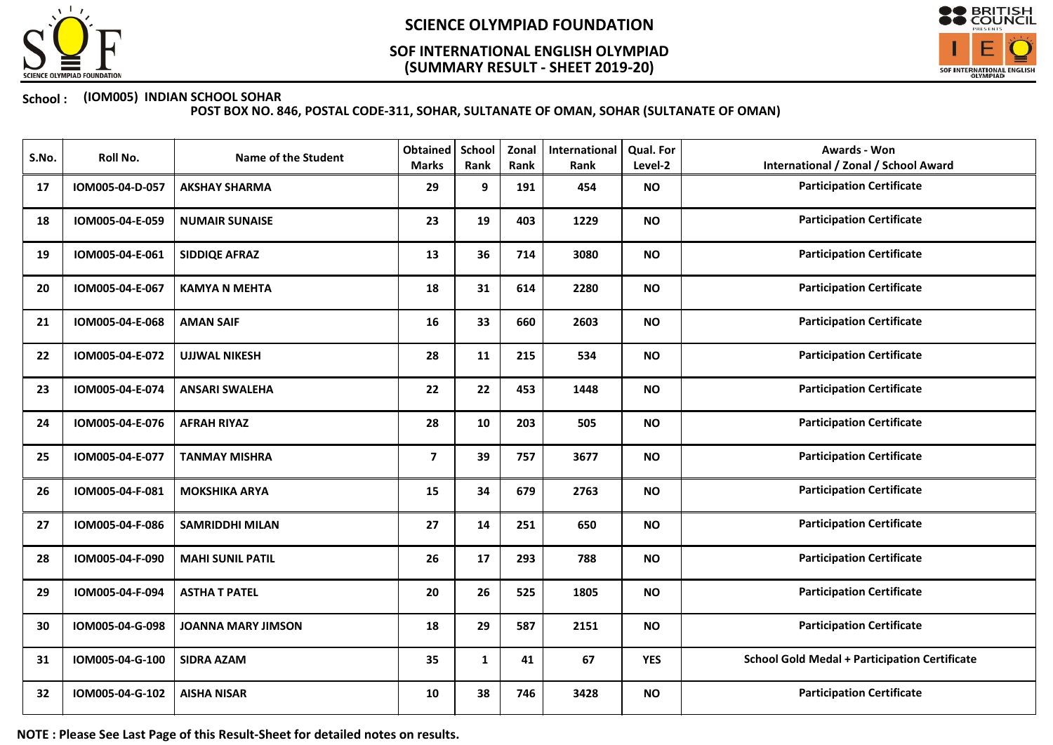# SCIENCE OLYMPIAD FOUNDATION

## SOF INTERNATIONAL ENGLISH OLYMPIAD
## (SUMMARY RESULT - SHEET 2019-20)

**School : (IOM005) INDIAN SCHOOL SOHAR**
**POST BOX NO. 846, POSTAL CODE-311, SOHAR, SULTANATE OF OMAN, SOHAR (SULTANATE OF OMAN)**

| S.No. | Roll No. | Name of the Student | Obtained Marks | School Rank | Zonal Rank | International Rank | Qual. For Level-2 | Awards - Won International / Zonal / School Award |
|---|---|---|---|---|---|---|---|---|
| 17 | IOM005-04-D-057 | AKSHAY SHARMA | 29 | 9 | 191 | 454 | NO | Participation Certificate |
| 18 | IOM005-04-E-059 | NUMAIR SUNAISE | 23 | 19 | 403 | 1229 | NO | Participation Certificate |
| 19 | IOM005-04-E-061 | SIDDIQE AFRAZ | 13 | 36 | 714 | 3080 | NO | Participation Certificate |
| 20 | IOM005-04-E-067 | KAMYA N MEHTA | 18 | 31 | 614 | 2280 | NO | Participation Certificate |
| 21 | IOM005-04-E-068 | AMAN SAIF | 16 | 33 | 660 | 2603 | NO | Participation Certificate |
| 22 | IOM005-04-E-072 | UJJWAL NIKESH | 28 | 11 | 215 | 534 | NO | Participation Certificate |
| 23 | IOM005-04-E-074 | ANSARI SWALEHA | 22 | 22 | 453 | 1448 | NO | Participation Certificate |
| 24 | IOM005-04-E-076 | AFRAH RIYAZ | 28 | 10 | 203 | 505 | NO | Participation Certificate |
| 25 | IOM005-04-E-077 | TANMAY MISHRA | 7 | 39 | 757 | 3677 | NO | Participation Certificate |
| 26 | IOM005-04-F-081 | MOKSHIKA ARYA | 15 | 34 | 679 | 2763 | NO | Participation Certificate |
| 27 | IOM005-04-F-086 | SAMRIDDHI MILAN | 27 | 14 | 251 | 650 | NO | Participation Certificate |
| 28 | IOM005-04-F-090 | MAHI SUNIL PATIL | 26 | 17 | 293 | 788 | NO | Participation Certificate |
| 29 | IOM005-04-F-094 | ASTHA T PATEL | 20 | 26 | 525 | 1805 | NO | Participation Certificate |
| 30 | IOM005-04-G-098 | JOANNA MARY JIMSON | 18 | 29 | 587 | 2151 | NO | Participation Certificate |
| 31 | IOM005-04-G-100 | SIDRA AZAM | 35 | 1 | 41 | 67 | YES | School Gold Medal + Participation Certificate |
| 32 | IOM005-04-G-102 | AISHA NISAR | 10 | 38 | 746 | 3428 | NO | Participation Certificate |

**NOTE : Please See Last Page of this Result-Sheet for detailed notes on results.**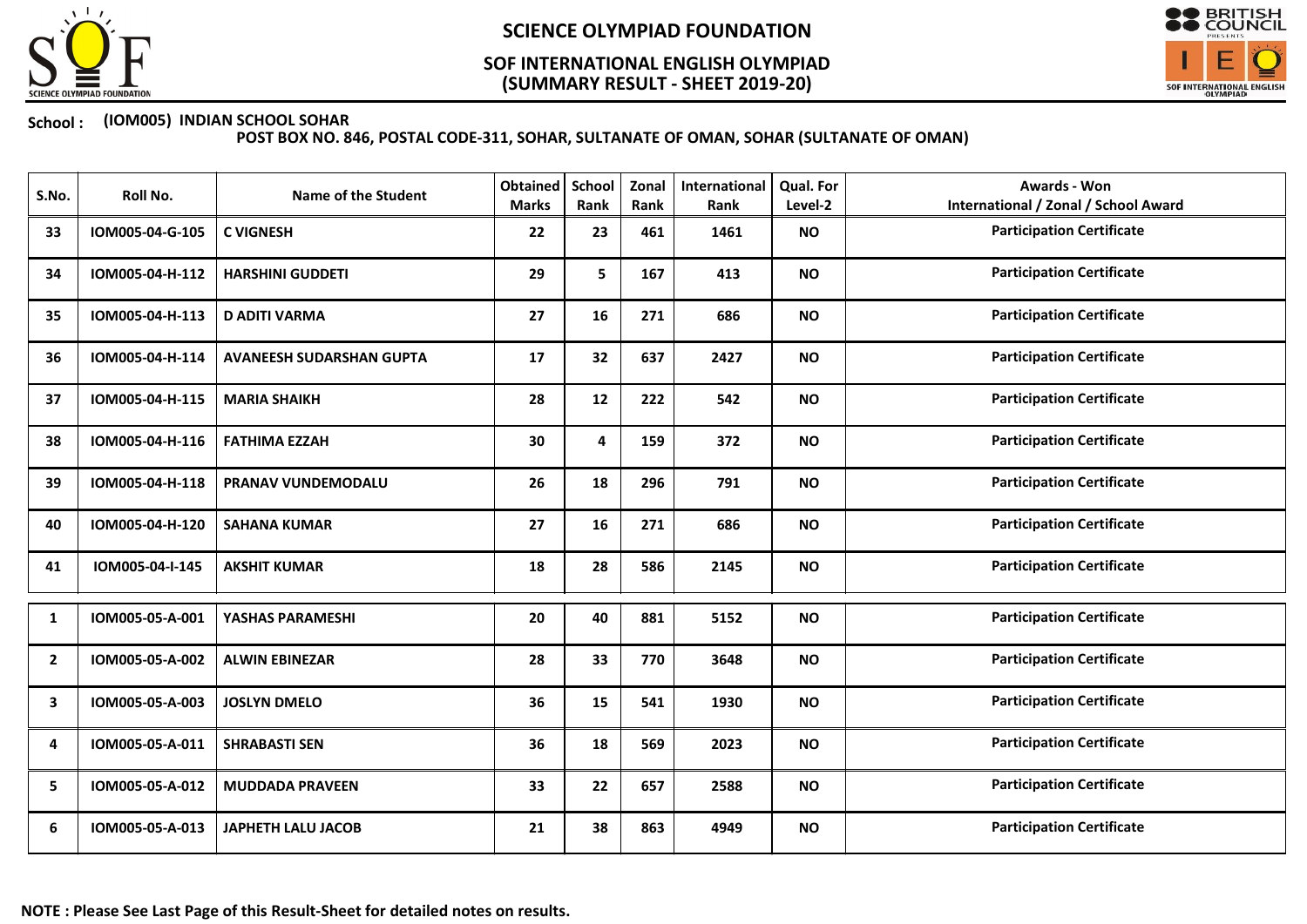# SCIENCE OLYMPIAD FOUNDATION

## SOF INTERNATIONAL ENGLISH OLYMPIAD
## (SUMMARY RESULT - SHEET 2019-20)

**School :** **(IOM005) INDIAN SCHOOL SOHAR**
**POST BOX NO. 846, POSTAL CODE-311, SOHAR, SULTANATE OF OMAN, SOHAR (SULTANATE OF OMAN)**

| S.No. | Roll No. | Name of the Student | Obtained Marks | School Rank | Zonal Rank | International Rank | Qual. For Level-2 | Awards - Won International / Zonal / School Award |
|---|---|---|---|---|---|---|---|---|
| 33 | IOM005-04-G-105 | C VIGNESH | 22 | 23 | 461 | 1461 | NO | Participation Certificate |
| 34 | IOM005-04-H-112 | HARSHINI GUDDETI | 29 | 5 | 167 | 413 | NO | Participation Certificate |
| 35 | IOM005-04-H-113 | D ADITI VARMA | 27 | 16 | 271 | 686 | NO | Participation Certificate |
| 36 | IOM005-04-H-114 | AVANEESH SUDARSHAN GUPTA | 17 | 32 | 637 | 2427 | NO | Participation Certificate |
| 37 | IOM005-04-H-115 | MARIA SHAIKH | 28 | 12 | 222 | 542 | NO | Participation Certificate |
| 38 | IOM005-04-H-116 | FATHIMA EZZAH | 30 | 4 | 159 | 372 | NO | Participation Certificate |
| 39 | IOM005-04-H-118 | PRANAV VUNDEMODALU | 26 | 18 | 296 | 791 | NO | Participation Certificate |
| 40 | IOM005-04-H-120 | SAHANA KUMAR | 27 | 16 | 271 | 686 | NO | Participation Certificate |
| 41 | IOM005-04-I-145 | AKSHIT KUMAR | 18 | 28 | 586 | 2145 | NO | Participation Certificate |
| 1 | IOM005-05-A-001 | YASHAS PARAMESHI | 20 | 40 | 881 | 5152 | NO | Participation Certificate |
| 2 | IOM005-05-A-002 | ALWIN EBINEZAR | 28 | 33 | 770 | 3648 | NO | Participation Certificate |
| 3 | IOM005-05-A-003 | JOSLYN DMELO | 36 | 15 | 541 | 1930 | NO | Participation Certificate |
| 4 | IOM005-05-A-011 | SHRABASTI SEN | 36 | 18 | 569 | 2023 | NO | Participation Certificate |
| 5 | IOM005-05-A-012 | MUDDADA PRAVEEN | 33 | 22 | 657 | 2588 | NO | Participation Certificate |
| 6 | IOM005-05-A-013 | JAPHETH LALU JACOB | 21 | 38 | 863 | 4949 | NO | Participation Certificate |

**NOTE : Please See Last Page of this Result-Sheet for detailed notes on results.**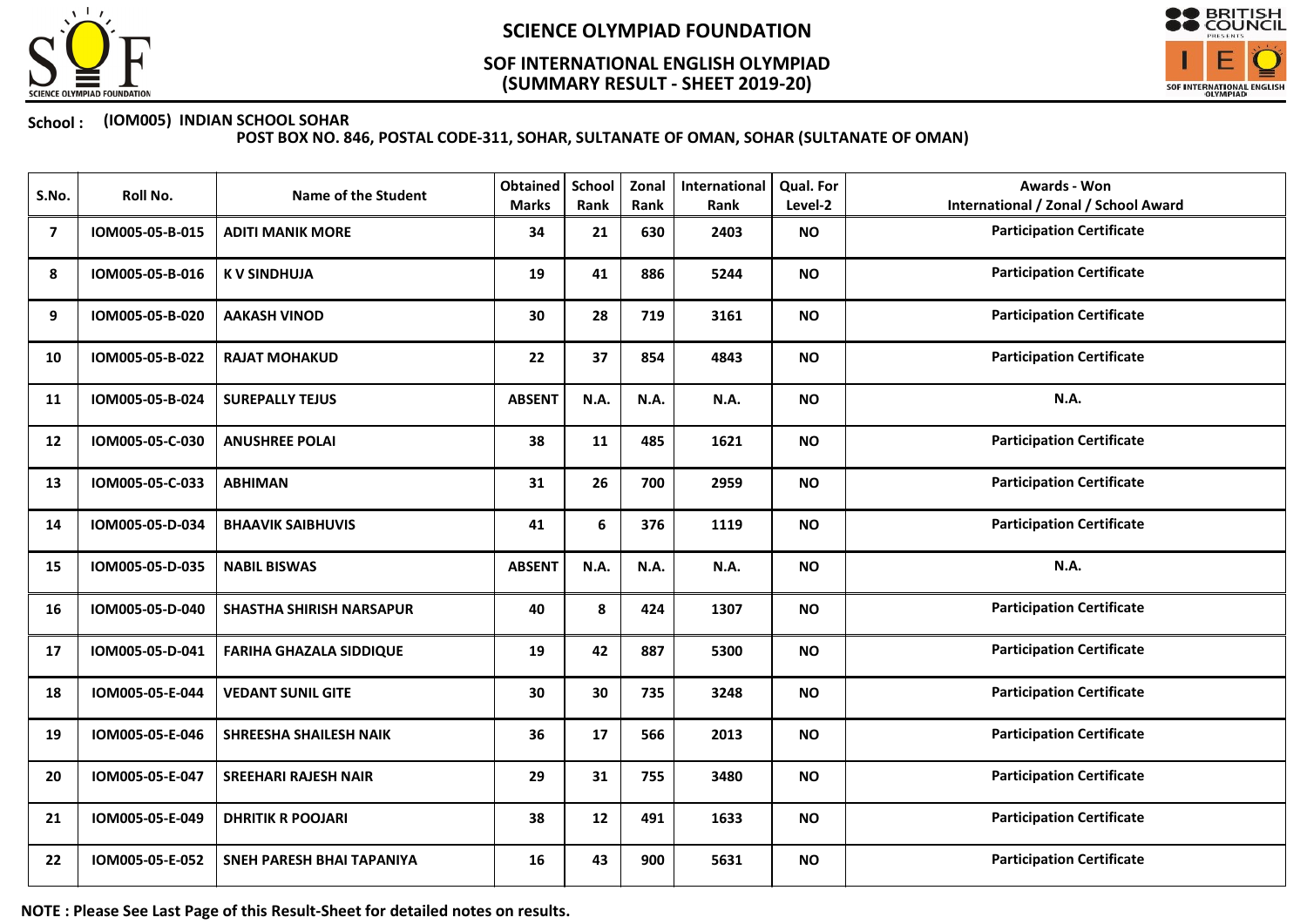# SCIENCE OLYMPIAD FOUNDATION

## SOF INTERNATIONAL ENGLISH OLYMPIAD (SUMMARY RESULT - SHEET 2019-20)

**School : (IOM005) INDIAN SCHOOL SOHAR**
**POST BOX NO. 846, POSTAL CODE-311, SOHAR, SULTANATE OF OMAN, SOHAR (SULTANATE OF OMAN)**

| S.No. | Roll No. | Name of the Student | Obtained Marks | School Rank | Zonal Rank | International Rank | Qual. For Level-2 | Awards - Won International / Zonal / School Award |
|---|---|---|---|---|---|---|---|---|
| 7 | IOM005-05-B-015 | ADITI MANIK MORE | 34 | 21 | 630 | 2403 | NO | Participation Certificate |
| 8 | IOM005-05-B-016 | K V SINDHUJA | 19 | 41 | 886 | 5244 | NO | Participation Certificate |
| 9 | IOM005-05-B-020 | AAKASH VINOD | 30 | 28 | 719 | 3161 | NO | Participation Certificate |
| 10 | IOM005-05-B-022 | RAJAT MOHAKUD | 22 | 37 | 854 | 4843 | NO | Participation Certificate |
| 11 | IOM005-05-B-024 | SUREPALLY TEJUS | ABSENT | N.A. | N.A. | N.A. | NO | N.A. |
| 12 | IOM005-05-C-030 | ANUSHREE POLAI | 38 | 11 | 485 | 1621 | NO | Participation Certificate |
| 13 | IOM005-05-C-033 | ABHIMAN | 31 | 26 | 700 | 2959 | NO | Participation Certificate |
| 14 | IOM005-05-D-034 | BHAAVIK SAIBHUVIS | 41 | 6 | 376 | 1119 | NO | Participation Certificate |
| 15 | IOM005-05-D-035 | NABIL BISWAS | ABSENT | N.A. | N.A. | N.A. | NO | N.A. |
| 16 | IOM005-05-D-040 | SHASTHA SHIRISH NARSAPUR | 40 | 8 | 424 | 1307 | NO | Participation Certificate |
| 17 | IOM005-05-D-041 | FARIHA GHAZALA SIDDIQUE | 19 | 42 | 887 | 5300 | NO | Participation Certificate |
| 18 | IOM005-05-E-044 | VEDANT SUNIL GITE | 30 | 30 | 735 | 3248 | NO | Participation Certificate |
| 19 | IOM005-05-E-046 | SHREESHA SHAILESH NAIK | 36 | 17 | 566 | 2013 | NO | Participation Certificate |
| 20 | IOM005-05-E-047 | SREEHARI RAJESH NAIR | 29 | 31 | 755 | 3480 | NO | Participation Certificate |
| 21 | IOM005-05-E-049 | DHRITIK R POOJARI | 38 | 12 | 491 | 1633 | NO | Participation Certificate |
| 22 | IOM005-05-E-052 | SNEH PARESH BHAI TAPANIYA | 16 | 43 | 900 | 5631 | NO | Participation Certificate |

**NOTE : Please See Last Page of this Result-Sheet for detailed notes on results.**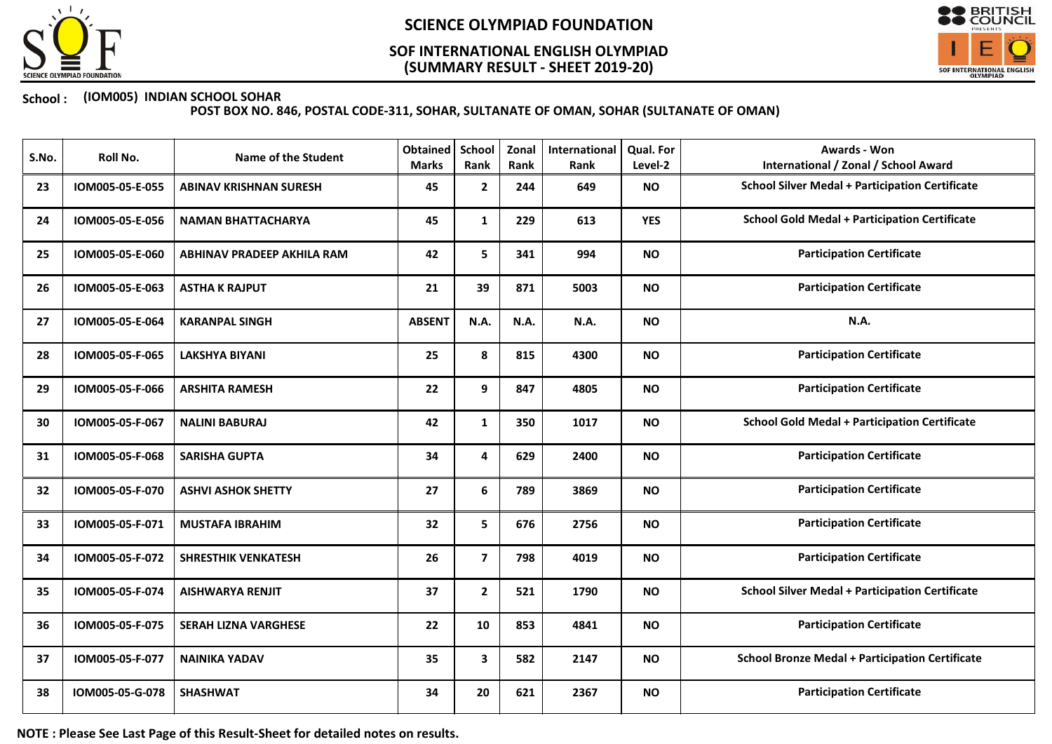# SCIENCE OLYMPIAD FOUNDATION

## SOF INTERNATIONAL ENGLISH OLYMPIAD (SUMMARY RESULT - SHEET 2019-20)

**School : (IOM005) INDIAN SCHOOL SOHAR**
**POST BOX NO. 846, POSTAL CODE-311, SOHAR, SULTANATE OF OMAN, SOHAR (SULTANATE OF OMAN)**

| S.No. | Roll No. | Name of the Student | Obtained Marks | School Rank | Zonal Rank | International Rank | Qual. For Level-2 | Awards - Won International / Zonal / School Award |
|---|---|---|---|---|---|---|---|---|
| 23 | IOM005-05-E-055 | ABINAV KRISHNAN SURESH | 45 | 2 | 244 | 649 | NO | School Silver Medal + Participation Certificate |
| 24 | IOM005-05-E-056 | NAMAN BHATTACHARYA | 45 | 1 | 229 | 613 | YES | School Gold Medal + Participation Certificate |
| 25 | IOM005-05-E-060 | ABHINAV PRADEEP AKHILA RAM | 42 | 5 | 341 | 994 | NO | Participation Certificate |
| 26 | IOM005-05-E-063 | ASTHA K RAJPUT | 21 | 39 | 871 | 5003 | NO | Participation Certificate |
| 27 | IOM005-05-E-064 | KARANPAL SINGH | ABSENT | N.A. | N.A. | N.A. | NO | N.A. |
| 28 | IOM005-05-F-065 | LAKSHYA BIYANI | 25 | 8 | 815 | 4300 | NO | Participation Certificate |
| 29 | IOM005-05-F-066 | ARSHITA RAMESH | 22 | 9 | 847 | 4805 | NO | Participation Certificate |
| 30 | IOM005-05-F-067 | NALINI BABURAJ | 42 | 1 | 350 | 1017 | NO | School Gold Medal + Participation Certificate |
| 31 | IOM005-05-F-068 | SARISHA GUPTA | 34 | 4 | 629 | 2400 | NO | Participation Certificate |
| 32 | IOM005-05-F-070 | ASHVI ASHOK SHETTY | 27 | 6 | 789 | 3869 | NO | Participation Certificate |
| 33 | IOM005-05-F-071 | MUSTAFA IBRAHIM | 32 | 5 | 676 | 2756 | NO | Participation Certificate |
| 34 | IOM005-05-F-072 | SHRESTHIK VENKATESH | 26 | 7 | 798 | 4019 | NO | Participation Certificate |
| 35 | IOM005-05-F-074 | AISHWARYA RENJIT | 37 | 2 | 521 | 1790 | NO | School Silver Medal + Participation Certificate |
| 36 | IOM005-05-F-075 | SERAH LIZNA VARGHESE | 22 | 10 | 853 | 4841 | NO | Participation Certificate |
| 37 | IOM005-05-F-077 | NAINIKA YADAV | 35 | 3 | 582 | 2147 | NO | School Bronze Medal + Participation Certificate |
| 38 | IOM005-05-G-078 | SHASHWAT | 34 | 20 | 621 | 2367 | NO | Participation Certificate |

**NOTE : Please See Last Page of this Result-Sheet for detailed notes on results.**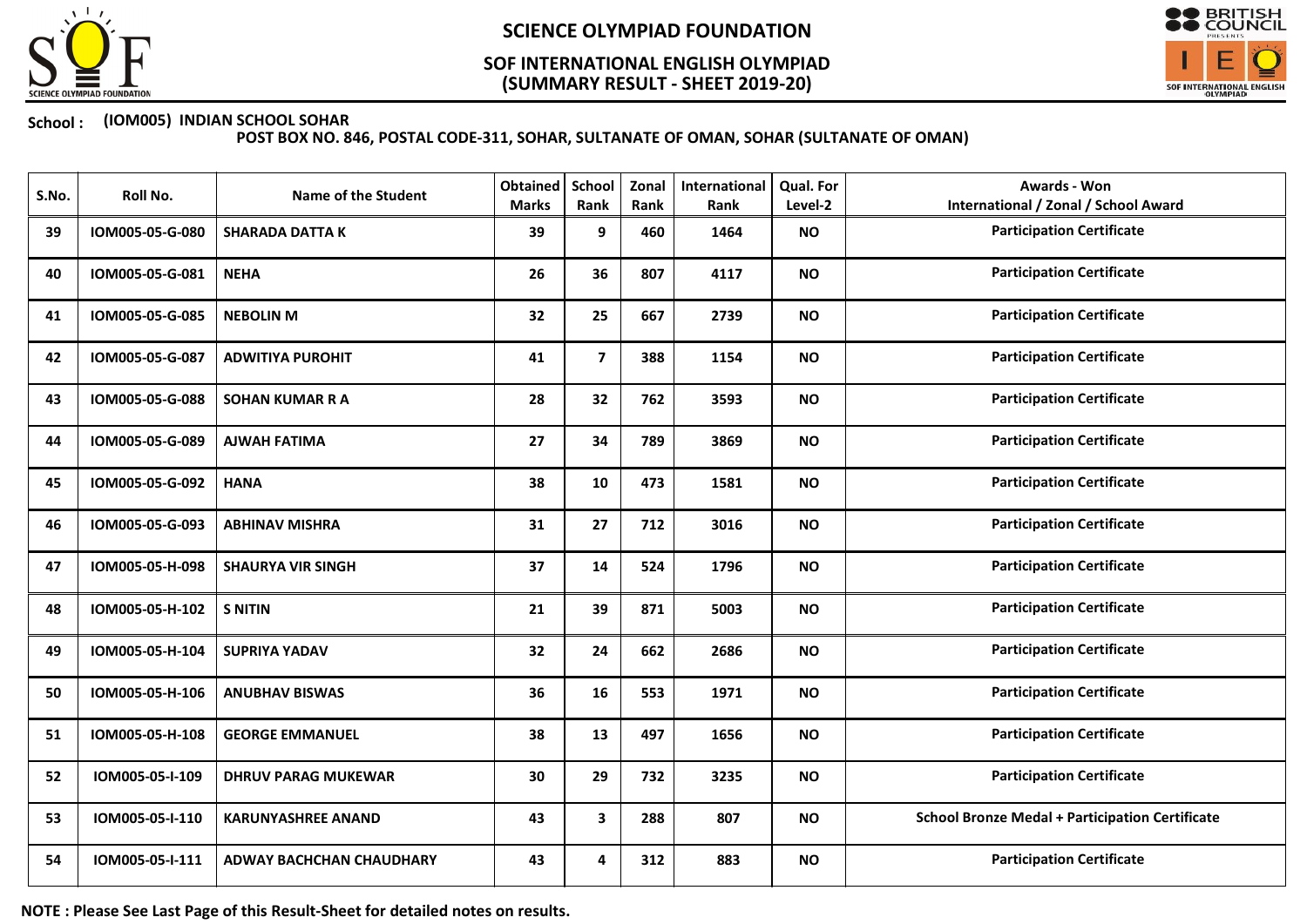# SCIENCE OLYMPIAD FOUNDATION

## SOF INTERNATIONAL ENGLISH OLYMPIAD
## (SUMMARY RESULT - SHEET 2019-20)

**School : (IOM005) INDIAN SCHOOL SOHAR**
**POST BOX NO. 846, POSTAL CODE-311, SOHAR, SULTANATE OF OMAN, SOHAR (SULTANATE OF OMAN)**

| S.No. | Roll No. | Name of the Student | Obtained Marks | School Rank | Zonal Rank | International Rank | Qual. For Level-2 | Awards - Won International / Zonal / School Award |
|---|---|---|---|---|---|---|---|---|
| 39 | IOM005-05-G-080 | SHARADA DATTA K | 39 | 9 | 460 | 1464 | NO | Participation Certificate |
| 40 | IOM005-05-G-081 | NEHA | 26 | 36 | 807 | 4117 | NO | Participation Certificate |
| 41 | IOM005-05-G-085 | NEBOLIN M | 32 | 25 | 667 | 2739 | NO | Participation Certificate |
| 42 | IOM005-05-G-087 | ADWITIYA PUROHIT | 41 | 7 | 388 | 1154 | NO | Participation Certificate |
| 43 | IOM005-05-G-088 | SOHAN KUMAR R A | 28 | 32 | 762 | 3593 | NO | Participation Certificate |
| 44 | IOM005-05-G-089 | AJWAH FATIMA | 27 | 34 | 789 | 3869 | NO | Participation Certificate |
| 45 | IOM005-05-G-092 | HANA | 38 | 10 | 473 | 1581 | NO | Participation Certificate |
| 46 | IOM005-05-G-093 | ABHINAV MISHRA | 31 | 27 | 712 | 3016 | NO | Participation Certificate |
| 47 | IOM005-05-H-098 | SHAURYA VIR SINGH | 37 | 14 | 524 | 1796 | NO | Participation Certificate |
| 48 | IOM005-05-H-102 | S NITIN | 21 | 39 | 871 | 5003 | NO | Participation Certificate |
| 49 | IOM005-05-H-104 | SUPRIYA YADAV | 32 | 24 | 662 | 2686 | NO | Participation Certificate |
| 50 | IOM005-05-H-106 | ANUBHAV BISWAS | 36 | 16 | 553 | 1971 | NO | Participation Certificate |
| 51 | IOM005-05-H-108 | GEORGE EMMANUEL | 38 | 13 | 497 | 1656 | NO | Participation Certificate |
| 52 | IOM005-05-I-109 | DHRUV PARAG MUKEWAR | 30 | 29 | 732 | 3235 | NO | Participation Certificate |
| 53 | IOM005-05-I-110 | KARUNYASHREE ANAND | 43 | 3 | 288 | 807 | NO | School Bronze Medal + Participation Certificate |
| 54 | IOM005-05-I-111 | ADWAY BACHCHAN CHAUDHARY | 43 | 4 | 312 | 883 | NO | Participation Certificate |

**NOTE : Please See Last Page of this Result-Sheet for detailed notes on results.**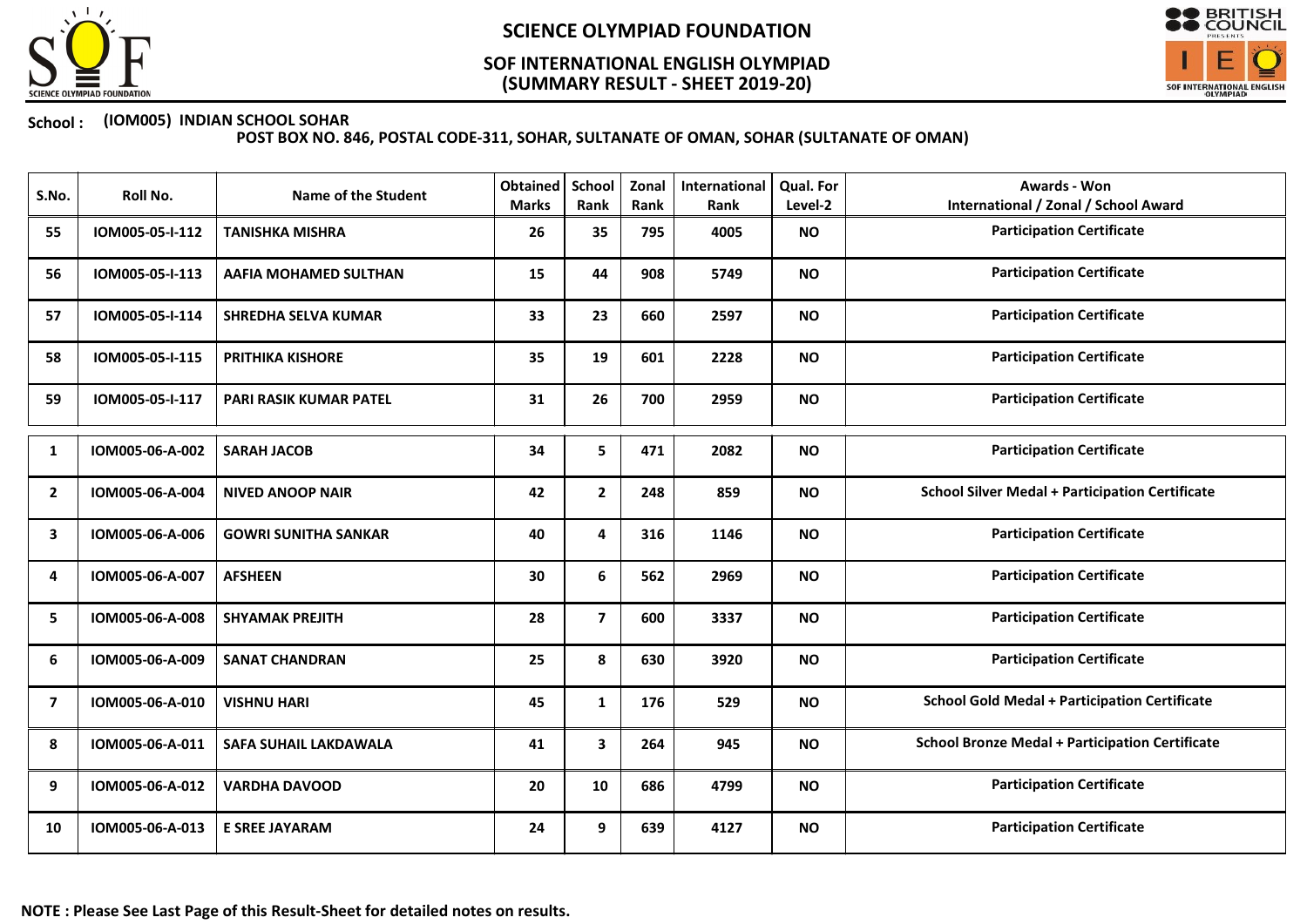# SCIENCE OLYMPIAD FOUNDATION

## SOF INTERNATIONAL ENGLISH OLYMPIAD
## (SUMMARY RESULT - SHEET 2019-20)

**School : (IOM005) INDIAN SCHOOL SOHAR**
**POST BOX NO. 846, POSTAL CODE-311, SOHAR, SULTANATE OF OMAN, SOHAR (SULTANATE OF OMAN)**

| S.No. | Roll No. | Name of the Student | Obtained Marks | School Rank | Zonal Rank | International Rank | Qual. For Level-2 | Awards - Won International / Zonal / School Award |
|---|---|---|---|---|---|---|---|---|
| 55 | IOM005-05-I-112 | TANISHKA MISHRA | 26 | 35 | 795 | 4005 | NO | Participation Certificate |
| 56 | IOM005-05-I-113 | AAFIA MOHAMED SULTHAN | 15 | 44 | 908 | 5749 | NO | Participation Certificate |
| 57 | IOM005-05-I-114 | SHREDHA SELVA KUMAR | 33 | 23 | 660 | 2597 | NO | Participation Certificate |
| 58 | IOM005-05-I-115 | PRITHIKA KISHORE | 35 | 19 | 601 | 2228 | NO | Participation Certificate |
| 59 | IOM005-05-I-117 | PARI RASIK KUMAR PATEL | 31 | 26 | 700 | 2959 | NO | Participation Certificate |

| S.No. | Roll No. | Name of the Student | Obtained Marks | School Rank | Zonal Rank | International Rank | Qual. For Level-2 | Awards - Won International / Zonal / School Award |
|---|---|---|---|---|---|---|---|---|
| 1 | IOM005-06-A-002 | SARAH JACOB | 34 | 5 | 471 | 2082 | NO | Participation Certificate |
| 2 | IOM005-06-A-004 | NIVED ANOOP NAIR | 42 | 2 | 248 | 859 | NO | School Silver Medal + Participation Certificate |
| 3 | IOM005-06-A-006 | GOWRI SUNITHA SANKAR | 40 | 4 | 316 | 1146 | NO | Participation Certificate |
| 4 | IOM005-06-A-007 | AFSHEEN | 30 | 6 | 562 | 2969 | NO | Participation Certificate |
| 5 | IOM005-06-A-008 | SHYAMAK PREJITH | 28 | 7 | 600 | 3337 | NO | Participation Certificate |
| 6 | IOM005-06-A-009 | SANAT CHANDRAN | 25 | 8 | 630 | 3920 | NO | Participation Certificate |
| 7 | IOM005-06-A-010 | VISHNU HARI | 45 | 1 | 176 | 529 | NO | School Gold Medal + Participation Certificate |
| 8 | IOM005-06-A-011 | SAFA SUHAIL LAKDAWALA | 41 | 3 | 264 | 945 | NO | School Bronze Medal + Participation Certificate |
| 9 | IOM005-06-A-012 | VARDHA DAVOOD | 20 | 10 | 686 | 4799 | NO | Participation Certificate |
| 10 | IOM005-06-A-013 | E SREE JAYARAM | 24 | 9 | 639 | 4127 | NO | Participation Certificate |

**NOTE : Please See Last Page of this Result-Sheet for detailed notes on results.**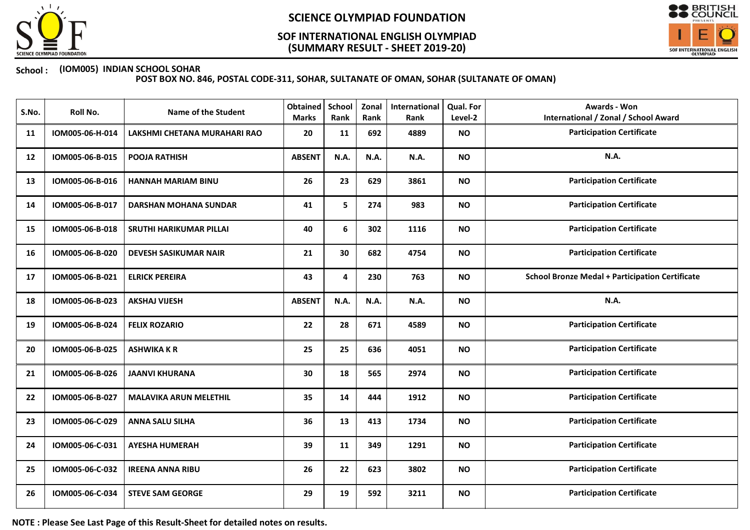# SCIENCE OLYMPIAD FOUNDATION

## SOF INTERNATIONAL ENGLISH OLYMPIAD
## (SUMMARY RESULT - SHEET 2019-20)

**School : (IOM005) INDIAN SCHOOL SOHAR**
**POST BOX NO. 846, POSTAL CODE-311, SOHAR, SULTANATE OF OMAN, SOHAR (SULTANATE OF OMAN)**

| S.No. | Roll No. | Name of the Student | Obtained Marks | School Rank | Zonal Rank | International Rank | Qual. For Level-2 | Awards - Won International / Zonal / School Award |
|---|---|---|---|---|---|---|---|---|
| 11 | IOM005-06-H-014 | LAKSHMI CHETANA MURAHARI RAO | 20 | 11 | 692 | 4889 | NO | Participation Certificate |
| 12 | IOM005-06-B-015 | POOJA RATHISH | ABSENT | N.A. | N.A. | N.A. | NO | N.A. |
| 13 | IOM005-06-B-016 | HANNAH MARIAM BINU | 26 | 23 | 629 | 3861 | NO | Participation Certificate |
| 14 | IOM005-06-B-017 | DARSHAN MOHANA SUNDAR | 41 | 5 | 274 | 983 | NO | Participation Certificate |
| 15 | IOM005-06-B-018 | SRUTHI HARIKUMAR PILLAI | 40 | 6 | 302 | 1116 | NO | Participation Certificate |
| 16 | IOM005-06-B-020 | DEVESH SASIKUMAR NAIR | 21 | 30 | 682 | 4754 | NO | Participation Certificate |
| 17 | IOM005-06-B-021 | ELRICK PEREIRA | 43 | 4 | 230 | 763 | NO | School Bronze Medal + Participation Certificate |
| 18 | IOM005-06-B-023 | AKSHAJ VIJESH | ABSENT | N.A. | N.A. | N.A. | NO | N.A. |
| 19 | IOM005-06-B-024 | FELIX ROZARIO | 22 | 28 | 671 | 4589 | NO | Participation Certificate |
| 20 | IOM005-06-B-025 | ASHWIKA K R | 25 | 25 | 636 | 4051 | NO | Participation Certificate |
| 21 | IOM005-06-B-026 | JAANVI KHURANA | 30 | 18 | 565 | 2974 | NO | Participation Certificate |
| 22 | IOM005-06-B-027 | MALAVIKA ARUN MELETHIL | 35 | 14 | 444 | 1912 | NO | Participation Certificate |
| 23 | IOM005-06-C-029 | ANNA SALU SILHA | 36 | 13 | 413 | 1734 | NO | Participation Certificate |
| 24 | IOM005-06-C-031 | AYESHA HUMERAH | 39 | 11 | 349 | 1291 | NO | Participation Certificate |
| 25 | IOM005-06-C-032 | IREENA ANNA RIBU | 26 | 22 | 623 | 3802 | NO | Participation Certificate |
| 26 | IOM005-06-C-034 | STEVE SAM GEORGE | 29 | 19 | 592 | 3211 | NO | Participation Certificate |

**NOTE : Please See Last Page of this Result-Sheet for detailed notes on results.**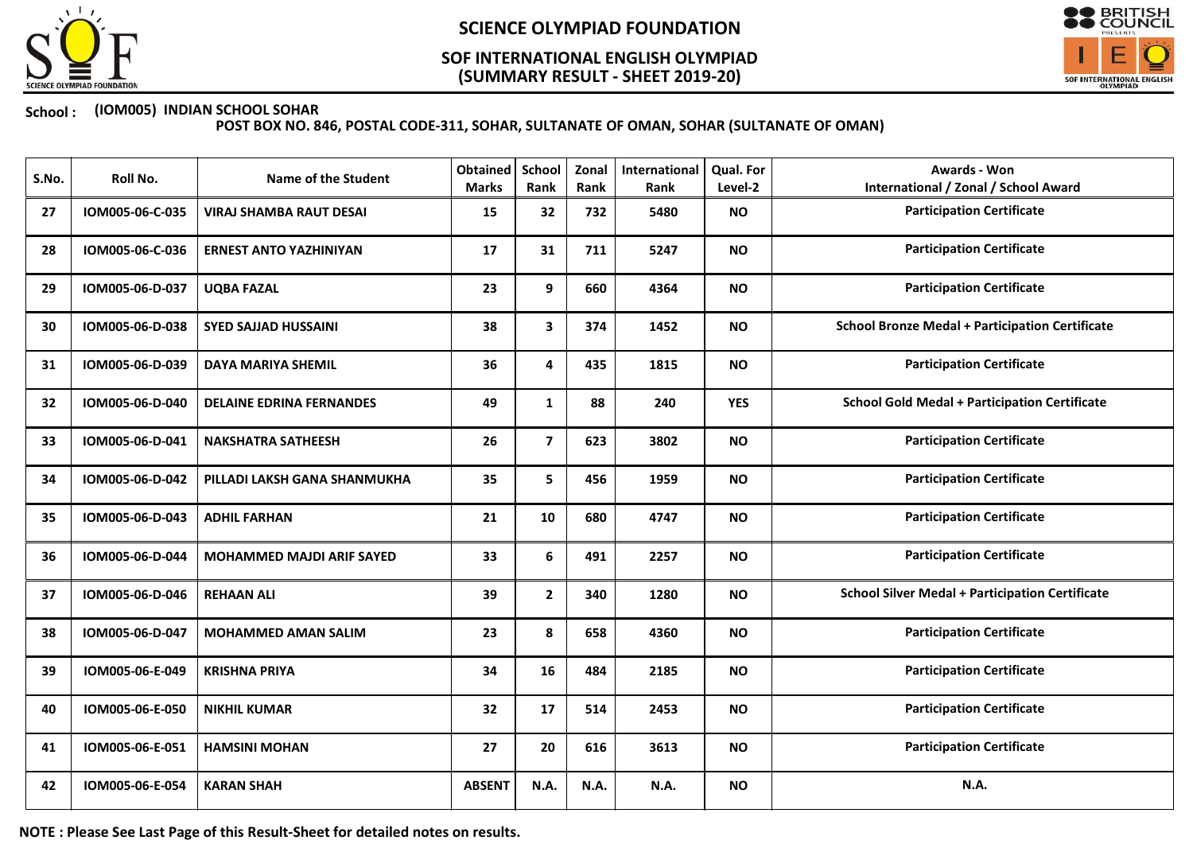# SCIENCE OLYMPIAD FOUNDATION

## SOF INTERNATIONAL ENGLISH OLYMPIAD (SUMMARY RESULT - SHEET 2019-20)

**School : (IOM005) INDIAN SCHOOL SOHAR**

**POST BOX NO. 846, POSTAL CODE-311, SOHAR, SULTANATE OF OMAN, SOHAR (SULTANATE OF OMAN)**

| S.No. | Roll No. | Name of the Student | Obtained Marks | School Rank | Zonal Rank | International Rank | Qual. For Level-2 | Awards - Won International / Zonal / School Award |
|---|---|---|---|---|---|---|---|---|
| 27 | IOM005-06-C-035 | VIRAJ SHAMBA RAUT DESAI | 15 | 32 | 732 | 5480 | NO | Participation Certificate |
| 28 | IOM005-06-C-036 | ERNEST ANTO YAZHINIYAN | 17 | 31 | 711 | 5247 | NO | Participation Certificate |
| 29 | IOM005-06-D-037 | UQBA FAZAL | 23 | 9 | 660 | 4364 | NO | Participation Certificate |
| 30 | IOM005-06-D-038 | SYED SAJJAD HUSSAINI | 38 | 3 | 374 | 1452 | NO | School Bronze Medal + Participation Certificate |
| 31 | IOM005-06-D-039 | DAYA MARIYA SHEMIL | 36 | 4 | 435 | 1815 | NO | Participation Certificate |
| 32 | IOM005-06-D-040 | DELAINE EDRINA FERNANDES | 49 | 1 | 88 | 240 | YES | School Gold Medal + Participation Certificate |
| 33 | IOM005-06-D-041 | NAKSHATRA SATHEESH | 26 | 7 | 623 | 3802 | NO | Participation Certificate |
| 34 | IOM005-06-D-042 | PILLADI LAKSH GANA SHANMUKHA | 35 | 5 | 456 | 1959 | NO | Participation Certificate |
| 35 | IOM005-06-D-043 | ADHIL FARHAN | 21 | 10 | 680 | 4747 | NO | Participation Certificate |
| 36 | IOM005-06-D-044 | MOHAMMED MAJDI ARIF SAYED | 33 | 6 | 491 | 2257 | NO | Participation Certificate |
| 37 | IOM005-06-D-046 | REHAAN ALI | 39 | 2 | 340 | 1280 | NO | School Silver Medal + Participation Certificate |
| 38 | IOM005-06-D-047 | MOHAMMED AMAN SALIM | 23 | 8 | 658 | 4360 | NO | Participation Certificate |
| 39 | IOM005-06-E-049 | KRISHNA PRIYA | 34 | 16 | 484 | 2185 | NO | Participation Certificate |
| 40 | IOM005-06-E-050 | NIKHIL KUMAR | 32 | 17 | 514 | 2453 | NO | Participation Certificate |
| 41 | IOM005-06-E-051 | HAMSINI MOHAN | 27 | 20 | 616 | 3613 | NO | Participation Certificate |
| 42 | IOM005-06-E-054 | KARAN SHAH | ABSENT | N.A. | N.A. | N.A. | NO | N.A. |

**NOTE : Please See Last Page of this Result-Sheet for detailed notes on results.**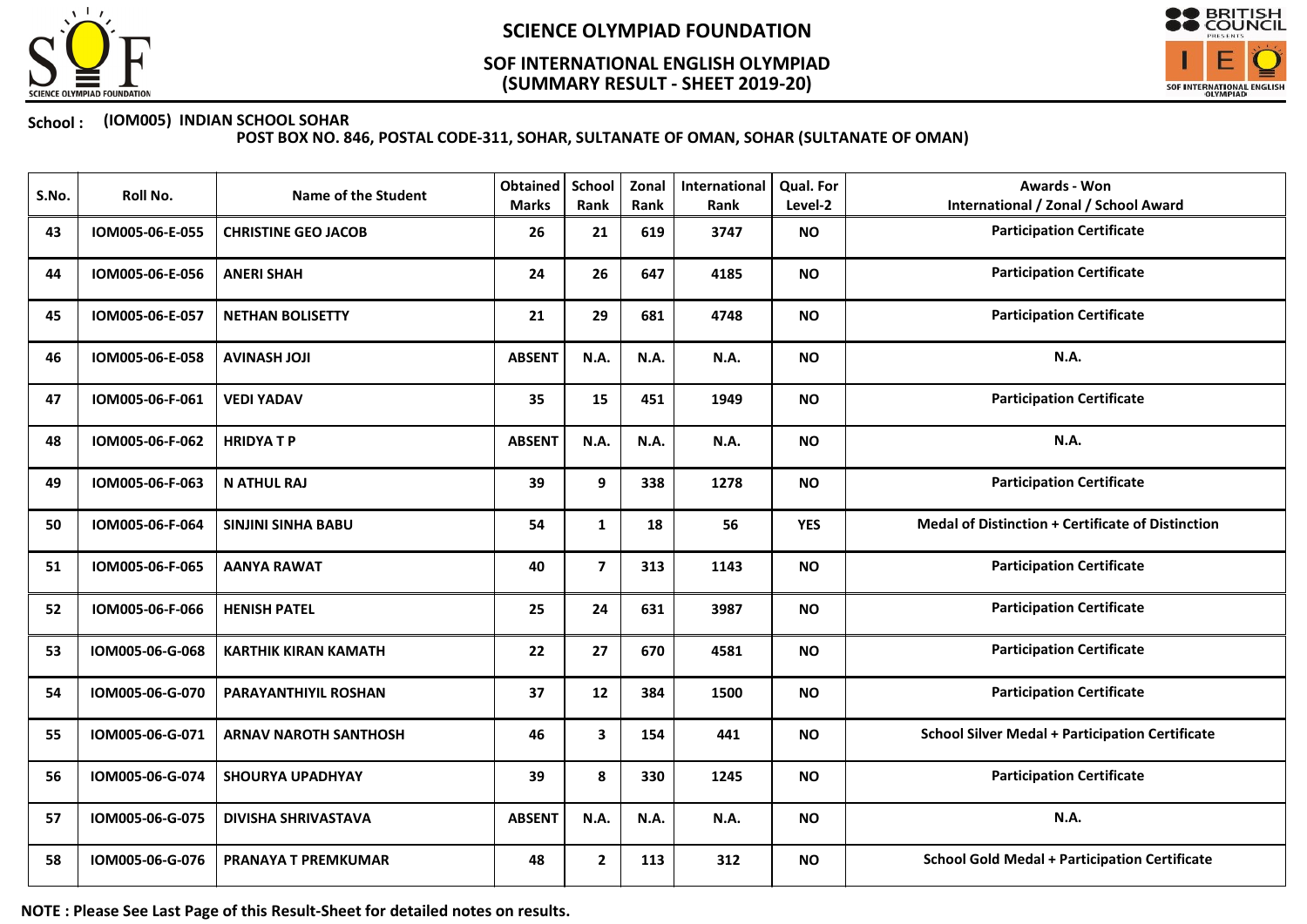# SCIENCE OLYMPIAD FOUNDATION

## SOF INTERNATIONAL ENGLISH OLYMPIAD
## (SUMMARY RESULT - SHEET 2019-20)

**School : (IOM005) INDIAN SCHOOL SOHAR**
**POST BOX NO. 846, POSTAL CODE-311, SOHAR, SULTANATE OF OMAN, SOHAR (SULTANATE OF OMAN)**

| S.No. | Roll No. | Name of the Student | Obtained Marks | School Rank | Zonal Rank | International Rank | Qual. For Level-2 | Awards - Won International / Zonal / School Award |
|---|---|---|---|---|---|---|---|---|
| 43 | IOM005-06-E-055 | CHRISTINE GEO JACOB | 26 | 21 | 619 | 3747 | NO | Participation Certificate |
| 44 | IOM005-06-E-056 | ANERI SHAH | 24 | 26 | 647 | 4185 | NO | Participation Certificate |
| 45 | IOM005-06-E-057 | NETHAN BOLISETTY | 21 | 29 | 681 | 4748 | NO | Participation Certificate |
| 46 | IOM005-06-E-058 | AVINASH JOJI | ABSENT | N.A. | N.A. | N.A. | NO | N.A. |
| 47 | IOM005-06-F-061 | VEDI YADAV | 35 | 15 | 451 | 1949 | NO | Participation Certificate |
| 48 | IOM005-06-F-062 | HRIDYA T P | ABSENT | N.A. | N.A. | N.A. | NO | N.A. |
| 49 | IOM005-06-F-063 | N ATHUL RAJ | 39 | 9 | 338 | 1278 | NO | Participation Certificate |
| 50 | IOM005-06-F-064 | SINJINI SINHA BABU | 54 | 1 | 18 | 56 | YES | Medal of Distinction + Certificate of Distinction |
| 51 | IOM005-06-F-065 | AANYA RAWAT | 40 | 7 | 313 | 1143 | NO | Participation Certificate |
| 52 | IOM005-06-F-066 | HENISH PATEL | 25 | 24 | 631 | 3987 | NO | Participation Certificate |
| 53 | IOM005-06-G-068 | KARTHIK KIRAN KAMATH | 22 | 27 | 670 | 4581 | NO | Participation Certificate |
| 54 | IOM005-06-G-070 | PARAYANTHIYIL ROSHAN | 37 | 12 | 384 | 1500 | NO | Participation Certificate |
| 55 | IOM005-06-G-071 | ARNAV NAROTH SANTHOSH | 46 | 3 | 154 | 441 | NO | School Silver Medal + Participation Certificate |
| 56 | IOM005-06-G-074 | SHOURYA UPADHYAY | 39 | 8 | 330 | 1245 | NO | Participation Certificate |
| 57 | IOM005-06-G-075 | DIVISHA SHRIVASTAVA | ABSENT | N.A. | N.A. | N.A. | NO | N.A. |
| 58 | IOM005-06-G-076 | PRANAYA T PREMKUMAR | 48 | 2 | 113 | 312 | NO | School Gold Medal + Participation Certificate |

**NOTE : Please See Last Page of this Result-Sheet for detailed notes on results.**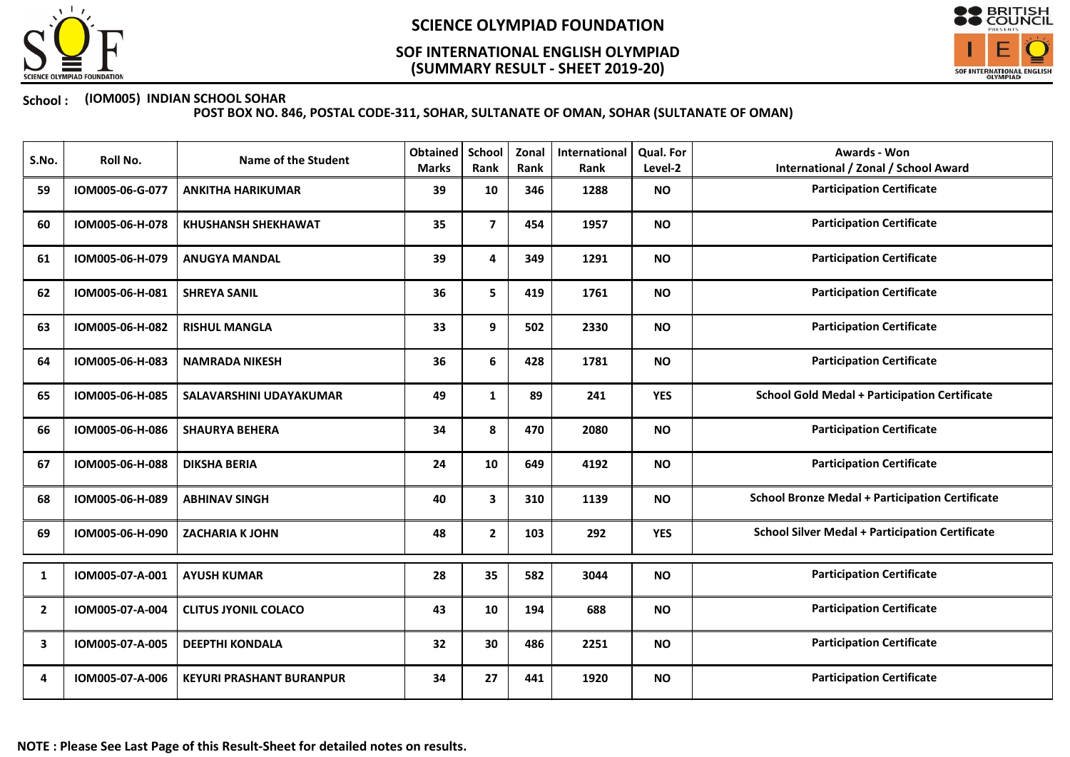# SCIENCE OLYMPIAD FOUNDATION

## SOF INTERNATIONAL ENGLISH OLYMPIAD
## (SUMMARY RESULT - SHEET 2019-20)

**School :** **(IOM005) INDIAN SCHOOL SOHAR**
**POST BOX NO. 846, POSTAL CODE-311, SOHAR, SULTANATE OF OMAN, SOHAR (SULTANATE OF OMAN)**

| S.No. | Roll No. | Name of the Student | Obtained Marks | School Rank | Zonal Rank | International Rank | Qual. For Level-2 | Awards - Won International / Zonal / School Award |
|---|---|---|---|---|---|---|---|---|
| 59 | IOM005-06-G-077 | ANKITHA HARIKUMAR | 39 | 10 | 346 | 1288 | NO | Participation Certificate |
| 60 | IOM005-06-H-078 | KHUSHANSH SHEKHAWAT | 35 | 7 | 454 | 1957 | NO | Participation Certificate |
| 61 | IOM005-06-H-079 | ANUGYA MANDAL | 39 | 4 | 349 | 1291 | NO | Participation Certificate |
| 62 | IOM005-06-H-081 | SHREYA SANIL | 36 | 5 | 419 | 1761 | NO | Participation Certificate |
| 63 | IOM005-06-H-082 | RISHUL MANGLA | 33 | 9 | 502 | 2330 | NO | Participation Certificate |
| 64 | IOM005-06-H-083 | NAMRADA NIKESH | 36 | 6 | 428 | 1781 | NO | Participation Certificate |
| 65 | IOM005-06-H-085 | SALAVARSHINI UDAYAKUMAR | 49 | 1 | 89 | 241 | YES | School Gold Medal + Participation Certificate |
| 66 | IOM005-06-H-086 | SHAURYA BEHERA | 34 | 8 | 470 | 2080 | NO | Participation Certificate |
| 67 | IOM005-06-H-088 | DIKSHA BERIA | 24 | 10 | 649 | 4192 | NO | Participation Certificate |
| 68 | IOM005-06-H-089 | ABHINAV SINGH | 40 | 3 | 310 | 1139 | NO | School Bronze Medal + Participation Certificate |
| 69 | IOM005-06-H-090 | ZACHARIA K JOHN | 48 | 2 | 103 | 292 | YES | School Silver Medal + Participation Certificate |
| 1 | IOM005-07-A-001 | AYUSH KUMAR | 28 | 35 | 582 | 3044 | NO | Participation Certificate |
| 2 | IOM005-07-A-004 | CLITUS JYONIL COLACO | 43 | 10 | 194 | 688 | NO | Participation Certificate |
| 3 | IOM005-07-A-005 | DEEPTHI KONDALA | 32 | 30 | 486 | 2251 | NO | Participation Certificate |
| 4 | IOM005-07-A-006 | KEYURI PRASHANT BURANPUR | 34 | 27 | 441 | 1920 | NO | Participation Certificate |

**NOTE : Please See Last Page of this Result-Sheet for detailed notes on results.**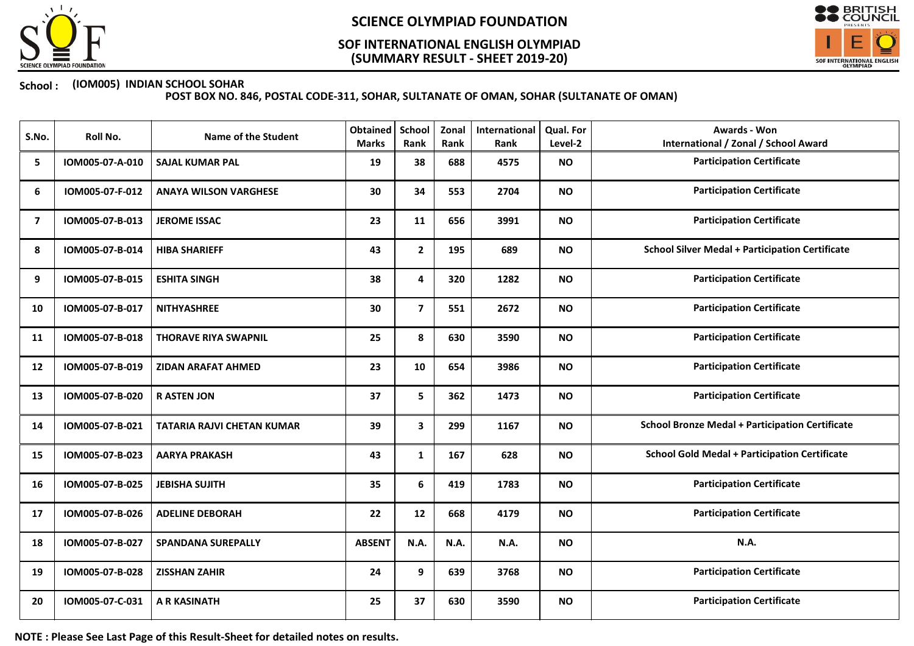# SCIENCE OLYMPIAD FOUNDATION

## SOF INTERNATIONAL ENGLISH OLYMPIAD
## (SUMMARY RESULT - SHEET 2019-20)

**School :** **(IOM005) INDIAN SCHOOL SOHAR**
**POST BOX NO. 846, POSTAL CODE-311, SOHAR, SULTANATE OF OMAN, SOHAR (SULTANATE OF OMAN)**

| S.No. | Roll No. | Name of the Student | Obtained Marks | School Rank | Zonal Rank | International Rank | Qual. For Level-2 | Awards - Won International / Zonal / School Award |
|---|---|---|---|---|---|---|---|---|
| 5 | IOM005-07-A-010 | SAJAL KUMAR PAL | 19 | 38 | 688 | 4575 | NO | Participation Certificate |
| 6 | IOM005-07-F-012 | ANAYA WILSON VARGHESE | 30 | 34 | 553 | 2704 | NO | Participation Certificate |
| 7 | IOM005-07-B-013 | JEROME ISSAC | 23 | 11 | 656 | 3991 | NO | Participation Certificate |
| 8 | IOM005-07-B-014 | HIBA SHARIEFF | 43 | 2 | 195 | 689 | NO | School Silver Medal + Participation Certificate |
| 9 | IOM005-07-B-015 | ESHITA SINGH | 38 | 4 | 320 | 1282 | NO | Participation Certificate |
| 10 | IOM005-07-B-017 | NITHYASHREE | 30 | 7 | 551 | 2672 | NO | Participation Certificate |
| 11 | IOM005-07-B-018 | THORAVE RIYA SWAPNIL | 25 | 8 | 630 | 3590 | NO | Participation Certificate |
| 12 | IOM005-07-B-019 | ZIDAN ARAFAT AHMED | 23 | 10 | 654 | 3986 | NO | Participation Certificate |
| 13 | IOM005-07-B-020 | R ASTEN JON | 37 | 5 | 362 | 1473 | NO | Participation Certificate |
| 14 | IOM005-07-B-021 | TATARIA RAJVI CHETAN KUMAR | 39 | 3 | 299 | 1167 | NO | School Bronze Medal + Participation Certificate |
| 15 | IOM005-07-B-023 | AARYA PRAKASH | 43 | 1 | 167 | 628 | NO | School Gold Medal + Participation Certificate |
| 16 | IOM005-07-B-025 | JEBISHA SUJITH | 35 | 6 | 419 | 1783 | NO | Participation Certificate |
| 17 | IOM005-07-B-026 | ADELINE DEBORAH | 22 | 12 | 668 | 4179 | NO | Participation Certificate |
| 18 | IOM005-07-B-027 | SPANDANA SUREPALLY | ABSENT | N.A. | N.A. | N.A. | NO | N.A. |
| 19 | IOM005-07-B-028 | ZISSHAN ZAHIR | 24 | 9 | 639 | 3768 | NO | Participation Certificate |
| 20 | IOM005-07-C-031 | A R KASINATH | 25 | 37 | 630 | 3590 | NO | Participation Certificate |

**NOTE : Please See Last Page of this Result-Sheet for detailed notes on results.**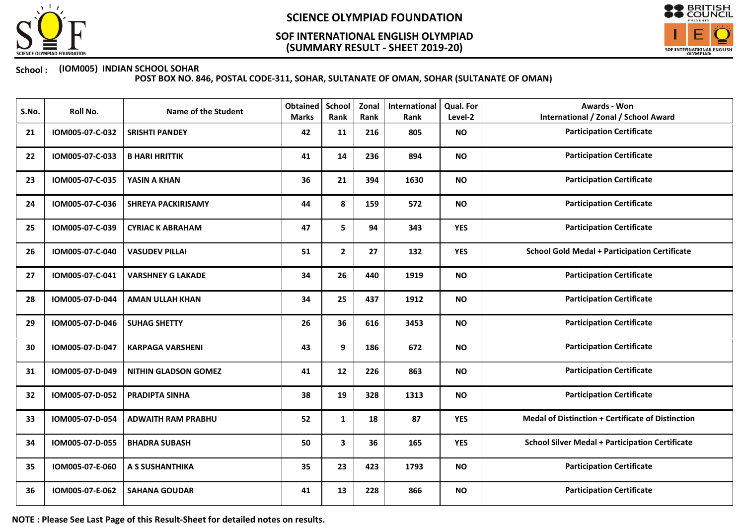# SCIENCE OLYMPIAD FOUNDATION

## SOF INTERNATIONAL ENGLISH OLYMPIAD
## (SUMMARY RESULT - SHEET 2019-20)

**School : (IOM005) INDIAN SCHOOL SOHAR**
**POST BOX NO. 846, POSTAL CODE-311, SOHAR, SULTANATE OF OMAN, SOHAR (SULTANATE OF OMAN)**

| S.No. | Roll No. | Name of the Student | Obtained Marks | School Rank | Zonal Rank | International Rank | Qual. For Level-2 | Awards - Won International / Zonal / School Award |
|---|---|---|---|---|---|---|---|---|
| 21 | IOM005-07-C-032 | SRISHTI PANDEY | 42 | 11 | 216 | 805 | NO | Participation Certificate |
| 22 | IOM005-07-C-033 | B HARI HRITTIK | 41 | 14 | 236 | 894 | NO | Participation Certificate |
| 23 | IOM005-07-C-035 | YASIN A KHAN | 36 | 21 | 394 | 1630 | NO | Participation Certificate |
| 24 | IOM005-07-C-036 | SHREYA PACKIRISAMY | 44 | 8 | 159 | 572 | NO | Participation Certificate |
| 25 | IOM005-07-C-039 | CYRIAC K ABRAHAM | 47 | 5 | 94 | 343 | YES | Participation Certificate |
| 26 | IOM005-07-C-040 | VASUDEV PILLAI | 51 | 2 | 27 | 132 | YES | School Gold Medal + Participation Certificate |
| 27 | IOM005-07-C-041 | VARSHNEY G LAKADE | 34 | 26 | 440 | 1919 | NO | Participation Certificate |
| 28 | IOM005-07-D-044 | AMAN ULLAH KHAN | 34 | 25 | 437 | 1912 | NO | Participation Certificate |
| 29 | IOM005-07-D-046 | SUHAG SHETTY | 26 | 36 | 616 | 3453 | NO | Participation Certificate |
| 30 | IOM005-07-D-047 | KARPAGA VARSHENI | 43 | 9 | 186 | 672 | NO | Participation Certificate |
| 31 | IOM005-07-D-049 | NITHIN GLADSON GOMEZ | 41 | 12 | 226 | 863 | NO | Participation Certificate |
| 32 | IOM005-07-D-052 | PRADIPTA SINHA | 38 | 19 | 328 | 1313 | NO | Participation Certificate |
| 33 | IOM005-07-D-054 | ADWAITH RAM PRABHU | 52 | 1 | 18 | 87 | YES | Medal of Distinction + Certificate of Distinction |
| 34 | IOM005-07-D-055 | BHADRA SUBASH | 50 | 3 | 36 | 165 | YES | School Silver Medal + Participation Certificate |
| 35 | IOM005-07-E-060 | A S SUSHANTHIKA | 35 | 23 | 423 | 1793 | NO | Participation Certificate |
| 36 | IOM005-07-E-062 | SAHANA GOUDAR | 41 | 13 | 228 | 866 | NO | Participation Certificate |

**NOTE : Please See Last Page of this Result-Sheet for detailed notes on results.**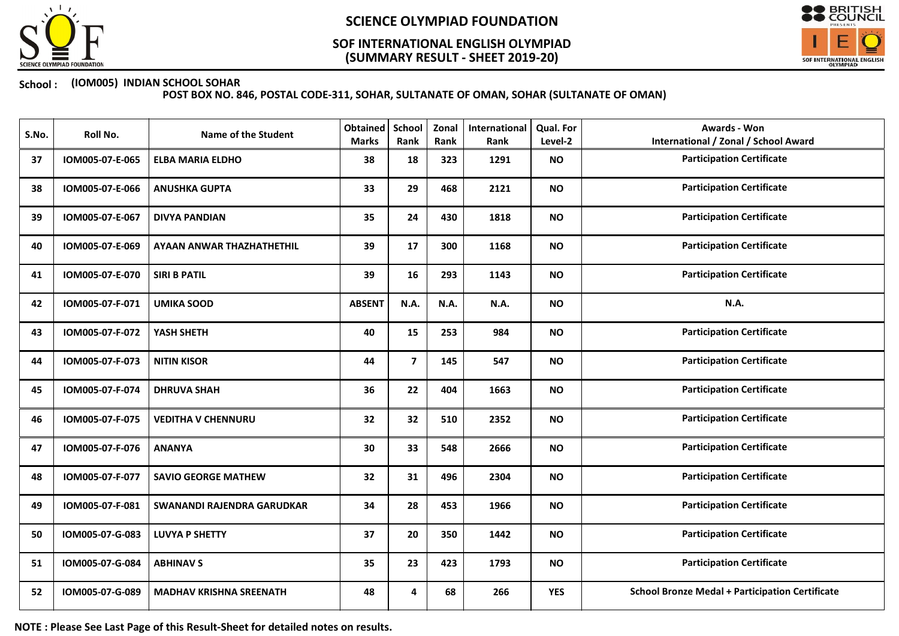# SCIENCE OLYMPIAD FOUNDATION

## SOF INTERNATIONAL ENGLISH OLYMPIAD (SUMMARY RESULT - SHEET 2019-20)

**School : (IOM005) INDIAN SCHOOL SOHAR**

**POST BOX NO. 846, POSTAL CODE-311, SOHAR, SULTANATE OF OMAN, SOHAR (SULTANATE OF OMAN)**

| S.No. | Roll No. | Name of the Student | Obtained Marks | School Rank | Zonal Rank | International Rank | Qual. For Level-2 | Awards - Won International / Zonal / School Award |
|---|---|---|---|---|---|---|---|---|
| 37 | IOM005-07-E-065 | ELBA MARIA ELDHO | 38 | 18 | 323 | 1291 | NO | Participation Certificate |
| 38 | IOM005-07-E-066 | ANUSHKA GUPTA | 33 | 29 | 468 | 2121 | NO | Participation Certificate |
| 39 | IOM005-07-E-067 | DIVYA PANDIAN | 35 | 24 | 430 | 1818 | NO | Participation Certificate |
| 40 | IOM005-07-E-069 | AYAAN ANWAR THAZHATHETHIL | 39 | 17 | 300 | 1168 | NO | Participation Certificate |
| 41 | IOM005-07-E-070 | SIRI B PATIL | 39 | 16 | 293 | 1143 | NO | Participation Certificate |
| 42 | IOM005-07-F-071 | UMIKA SOOD | ABSENT | N.A. | N.A. | N.A. | NO | N.A. |
| 43 | IOM005-07-F-072 | YASH SHETH | 40 | 15 | 253 | 984 | NO | Participation Certificate |
| 44 | IOM005-07-F-073 | NITIN KISOR | 44 | 7 | 145 | 547 | NO | Participation Certificate |
| 45 | IOM005-07-F-074 | DHRUVA SHAH | 36 | 22 | 404 | 1663 | NO | Participation Certificate |
| 46 | IOM005-07-F-075 | VEDITHA V CHENNURU | 32 | 32 | 510 | 2352 | NO | Participation Certificate |
| 47 | IOM005-07-F-076 | ANANYA | 30 | 33 | 548 | 2666 | NO | Participation Certificate |
| 48 | IOM005-07-F-077 | SAVIO GEORGE MATHEW | 32 | 31 | 496 | 2304 | NO | Participation Certificate |
| 49 | IOM005-07-F-081 | SWANANDI RAJENDRA GARUDKAR | 34 | 28 | 453 | 1966 | NO | Participation Certificate |
| 50 | IOM005-07-G-083 | LUVYA P SHETTY | 37 | 20 | 350 | 1442 | NO | Participation Certificate |
| 51 | IOM005-07-G-084 | ABHINAV S | 35 | 23 | 423 | 1793 | NO | Participation Certificate |
| 52 | IOM005-07-G-089 | MADHAV KRISHNA SREENATH | 48 | 4 | 68 | 266 | YES | School Bronze Medal + Participation Certificate |

**NOTE : Please See Last Page of this Result-Sheet for detailed notes on results.**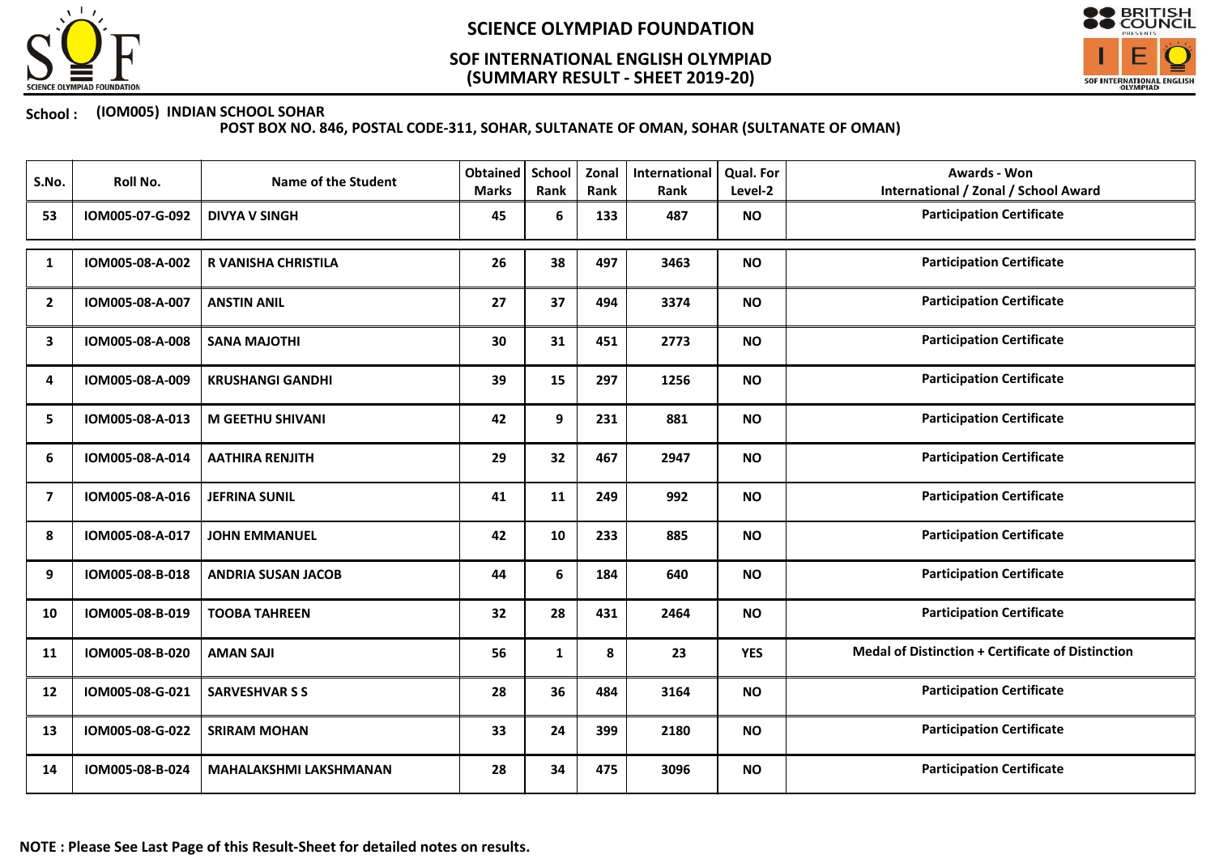# SCIENCE OLYMPIAD FOUNDATION

## SOF INTERNATIONAL ENGLISH OLYMPIAD
## (SUMMARY RESULT - SHEET 2019-20)

**School :** (IOM005) INDIAN SCHOOL SOHAR
POST BOX NO. 846, POSTAL CODE-311, SOHAR, SULTANATE OF OMAN, SOHAR (SULTANATE OF OMAN)

| S.No. | Roll No. | Name of the Student | Obtained Marks | School Rank | Zonal Rank | International Rank | Qual. For Level-2 | Awards - Won International / Zonal / School Award |
|---|---|---|---|---|---|---|---|---|
| 53 | IOM005-07-G-092 | DIVYA V SINGH | 45 | 6 | 133 | 487 | NO | Participation Certificate |
| 1 | IOM005-08-A-002 | R VANISHA CHRISTILA | 26 | 38 | 497 | 3463 | NO | Participation Certificate |
| 2 | IOM005-08-A-007 | ANSTIN ANIL | 27 | 37 | 494 | 3374 | NO | Participation Certificate |
| 3 | IOM005-08-A-008 | SANA MAJOTHI | 30 | 31 | 451 | 2773 | NO | Participation Certificate |
| 4 | IOM005-08-A-009 | KRUSHANGI GANDHI | 39 | 15 | 297 | 1256 | NO | Participation Certificate |
| 5 | IOM005-08-A-013 | M GEETHU SHIVANI | 42 | 9 | 231 | 881 | NO | Participation Certificate |
| 6 | IOM005-08-A-014 | AATHIRA RENJITH | 29 | 32 | 467 | 2947 | NO | Participation Certificate |
| 7 | IOM005-08-A-016 | JEFRINA SUNIL | 41 | 11 | 249 | 992 | NO | Participation Certificate |
| 8 | IOM005-08-A-017 | JOHN EMMANUEL | 42 | 10 | 233 | 885 | NO | Participation Certificate |
| 9 | IOM005-08-B-018 | ANDRIA SUSAN JACOB | 44 | 6 | 184 | 640 | NO | Participation Certificate |
| 10 | IOM005-08-B-019 | TOOBA TAHREEN | 32 | 28 | 431 | 2464 | NO | Participation Certificate |
| 11 | IOM005-08-B-020 | AMAN SAJI | 56 | 1 | 8 | 23 | YES | Medal of Distinction + Certificate of Distinction |
| 12 | IOM005-08-G-021 | SARVESHVAR S S | 28 | 36 | 484 | 3164 | NO | Participation Certificate |
| 13 | IOM005-08-G-022 | SRIRAM MOHAN | 33 | 24 | 399 | 2180 | NO | Participation Certificate |
| 14 | IOM005-08-B-024 | MAHALAKSHMI LAKSHMANAN | 28 | 34 | 475 | 3096 | NO | Participation Certificate |

**NOTE : Please See Last Page of this Result-Sheet for detailed notes on results.**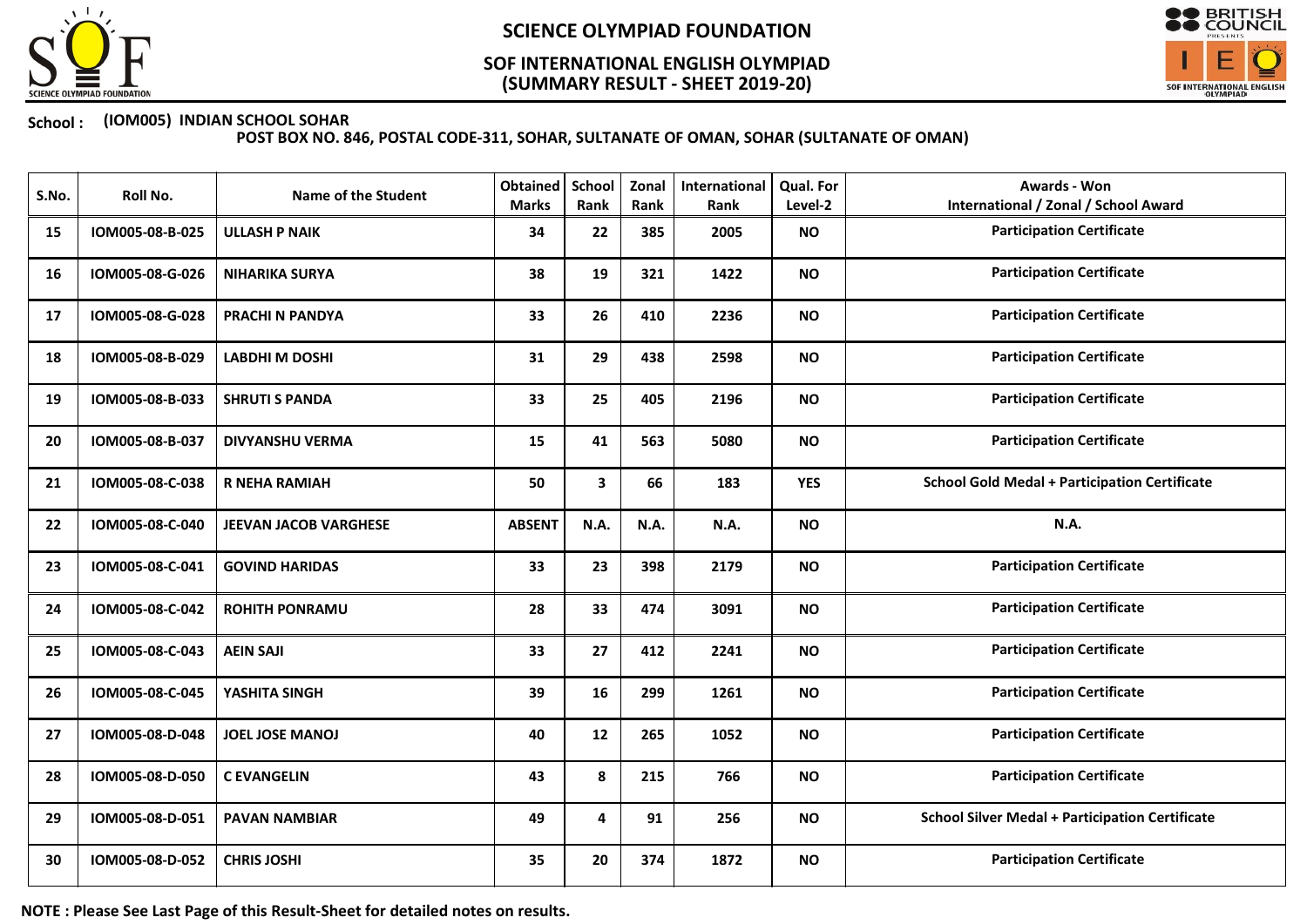# SCIENCE OLYMPIAD FOUNDATION

## SOF INTERNATIONAL ENGLISH OLYMPIAD
## (SUMMARY RESULT - SHEET 2019-20)

**School : (IOM005) INDIAN SCHOOL SOHAR**
**POST BOX NO. 846, POSTAL CODE-311, SOHAR, SULTANATE OF OMAN, SOHAR (SULTANATE OF OMAN)**

| S.No. | Roll No. | Name of the Student | Obtained Marks | School Rank | Zonal Rank | International Rank | Qual. For Level-2 | Awards - Won International / Zonal / School Award |
|---|---|---|---|---|---|---|---|---|
| 15 | IOM005-08-B-025 | ULLASH P NAIK | 34 | 22 | 385 | 2005 | NO | Participation Certificate |
| 16 | IOM005-08-G-026 | NIHARIKA SURYA | 38 | 19 | 321 | 1422 | NO | Participation Certificate |
| 17 | IOM005-08-G-028 | PRACHI N PANDYA | 33 | 26 | 410 | 2236 | NO | Participation Certificate |
| 18 | IOM005-08-B-029 | LABDHI M DOSHI | 31 | 29 | 438 | 2598 | NO | Participation Certificate |
| 19 | IOM005-08-B-033 | SHRUTI S PANDA | 33 | 25 | 405 | 2196 | NO | Participation Certificate |
| 20 | IOM005-08-B-037 | DIVYANSHU VERMA | 15 | 41 | 563 | 5080 | NO | Participation Certificate |
| 21 | IOM005-08-C-038 | R NEHA RAMIAH | 50 | 3 | 66 | 183 | YES | School Gold Medal + Participation Certificate |
| 22 | IOM005-08-C-040 | JEEVAN JACOB VARGHESE | ABSENT | N.A. | N.A. | N.A. | NO | N.A. |
| 23 | IOM005-08-C-041 | GOVIND HARIDAS | 33 | 23 | 398 | 2179 | NO | Participation Certificate |
| 24 | IOM005-08-C-042 | ROHITH PONRAMU | 28 | 33 | 474 | 3091 | NO | Participation Certificate |
| 25 | IOM005-08-C-043 | AEIN SAJI | 33 | 27 | 412 | 2241 | NO | Participation Certificate |
| 26 | IOM005-08-C-045 | YASHITA SINGH | 39 | 16 | 299 | 1261 | NO | Participation Certificate |
| 27 | IOM005-08-D-048 | JOEL JOSE MANOJ | 40 | 12 | 265 | 1052 | NO | Participation Certificate |
| 28 | IOM005-08-D-050 | C EVANGELIN | 43 | 8 | 215 | 766 | NO | Participation Certificate |
| 29 | IOM005-08-D-051 | PAVAN NAMBIAR | 49 | 4 | 91 | 256 | NO | School Silver Medal + Participation Certificate |
| 30 | IOM005-08-D-052 | CHRIS JOSHI | 35 | 20 | 374 | 1872 | NO | Participation Certificate |

**NOTE : Please See Last Page of this Result-Sheet for detailed notes on results.**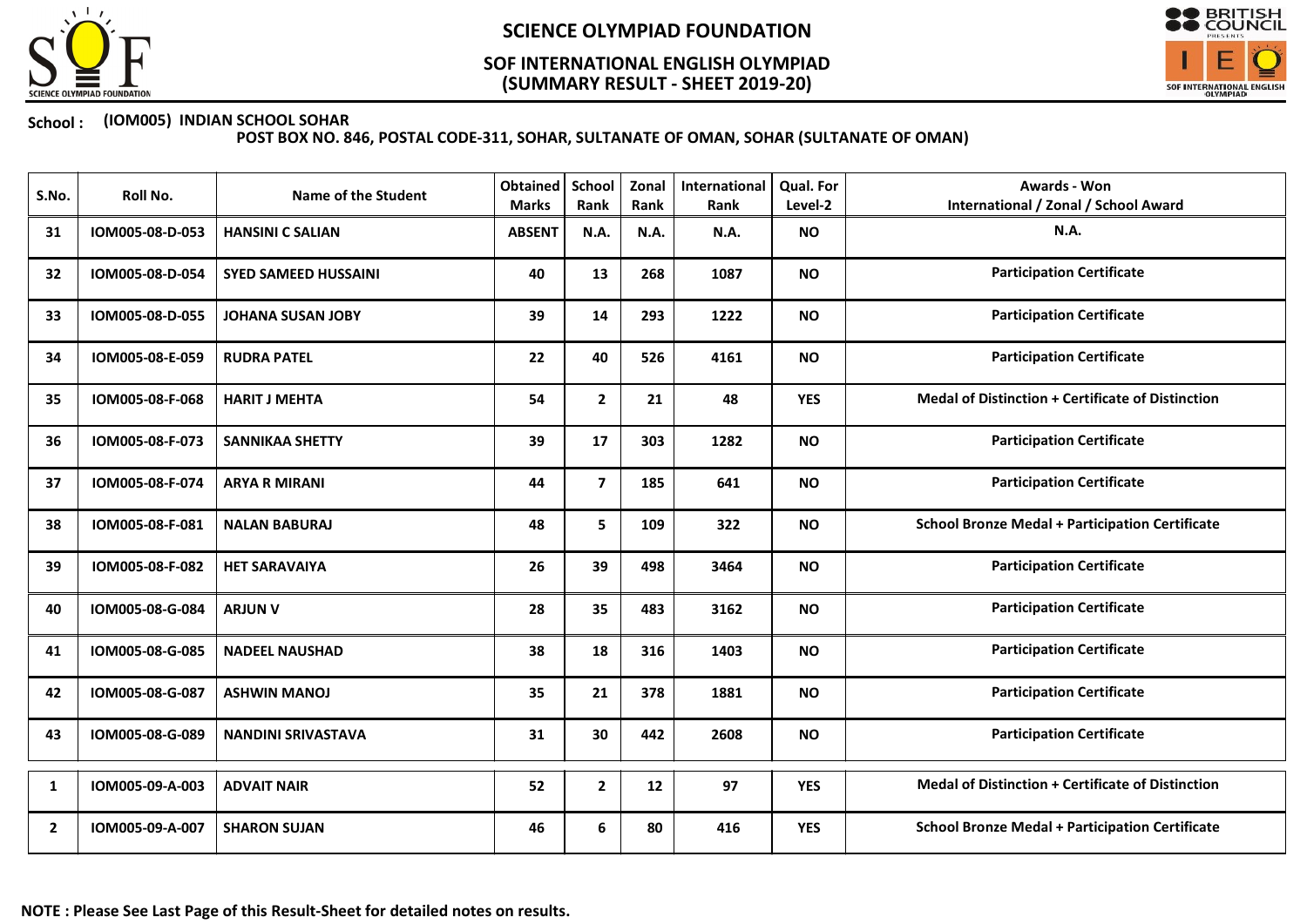# SCIENCE OLYMPIAD FOUNDATION

## SOF INTERNATIONAL ENGLISH OLYMPIAD (SUMMARY RESULT - SHEET 2019-20)

**School : (IOM005) INDIAN SCHOOL SOHAR**

**POST BOX NO. 846, POSTAL CODE-311, SOHAR, SULTANATE OF OMAN, SOHAR (SULTANATE OF OMAN)**

| S.No. | Roll No. | Name of the Student | Obtained Marks | School Rank | Zonal Rank | International Rank | Qual. For Level-2 | Awards - Won International / Zonal / School Award |
|---|---|---|---|---|---|---|---|---|
| 31 | IOM005-08-D-053 | HANSINI C SALIAN | ABSENT | N.A. | N.A. | N.A. | NO | N.A. |
| 32 | IOM005-08-D-054 | SYED SAMEED HUSSAINI | 40 | 13 | 268 | 1087 | NO | Participation Certificate |
| 33 | IOM005-08-D-055 | JOHANA SUSAN JOBY | 39 | 14 | 293 | 1222 | NO | Participation Certificate |
| 34 | IOM005-08-E-059 | RUDRA PATEL | 22 | 40 | 526 | 4161 | NO | Participation Certificate |
| 35 | IOM005-08-F-068 | HARIT J MEHTA | 54 | 2 | 21 | 48 | YES | Medal of Distinction + Certificate of Distinction |
| 36 | IOM005-08-F-073 | SANNIKAA SHETTY | 39 | 17 | 303 | 1282 | NO | Participation Certificate |
| 37 | IOM005-08-F-074 | ARYA R MIRANI | 44 | 7 | 185 | 641 | NO | Participation Certificate |
| 38 | IOM005-08-F-081 | NALAN BABURAJ | 48 | 5 | 109 | 322 | NO | School Bronze Medal + Participation Certificate |
| 39 | IOM005-08-F-082 | HET SARAVAIYA | 26 | 39 | 498 | 3464 | NO | Participation Certificate |
| 40 | IOM005-08-G-084 | ARJUN V | 28 | 35 | 483 | 3162 | NO | Participation Certificate |
| 41 | IOM005-08-G-085 | NADEEL NAUSHAD | 38 | 18 | 316 | 1403 | NO | Participation Certificate |
| 42 | IOM005-08-G-087 | ASHWIN MANOJ | 35 | 21 | 378 | 1881 | NO | Participation Certificate |
| 43 | IOM005-08-G-089 | NANDINI SRIVASTAVA | 31 | 30 | 442 | 2608 | NO | Participation Certificate |
| 1 | IOM005-09-A-003 | ADVAIT NAIR | 52 | 2 | 12 | 97 | YES | Medal of Distinction + Certificate of Distinction |
| 2 | IOM005-09-A-007 | SHARON SUJAN | 46 | 6 | 80 | 416 | YES | School Bronze Medal + Participation Certificate |

**NOTE : Please See Last Page of this Result-Sheet for detailed notes on results.**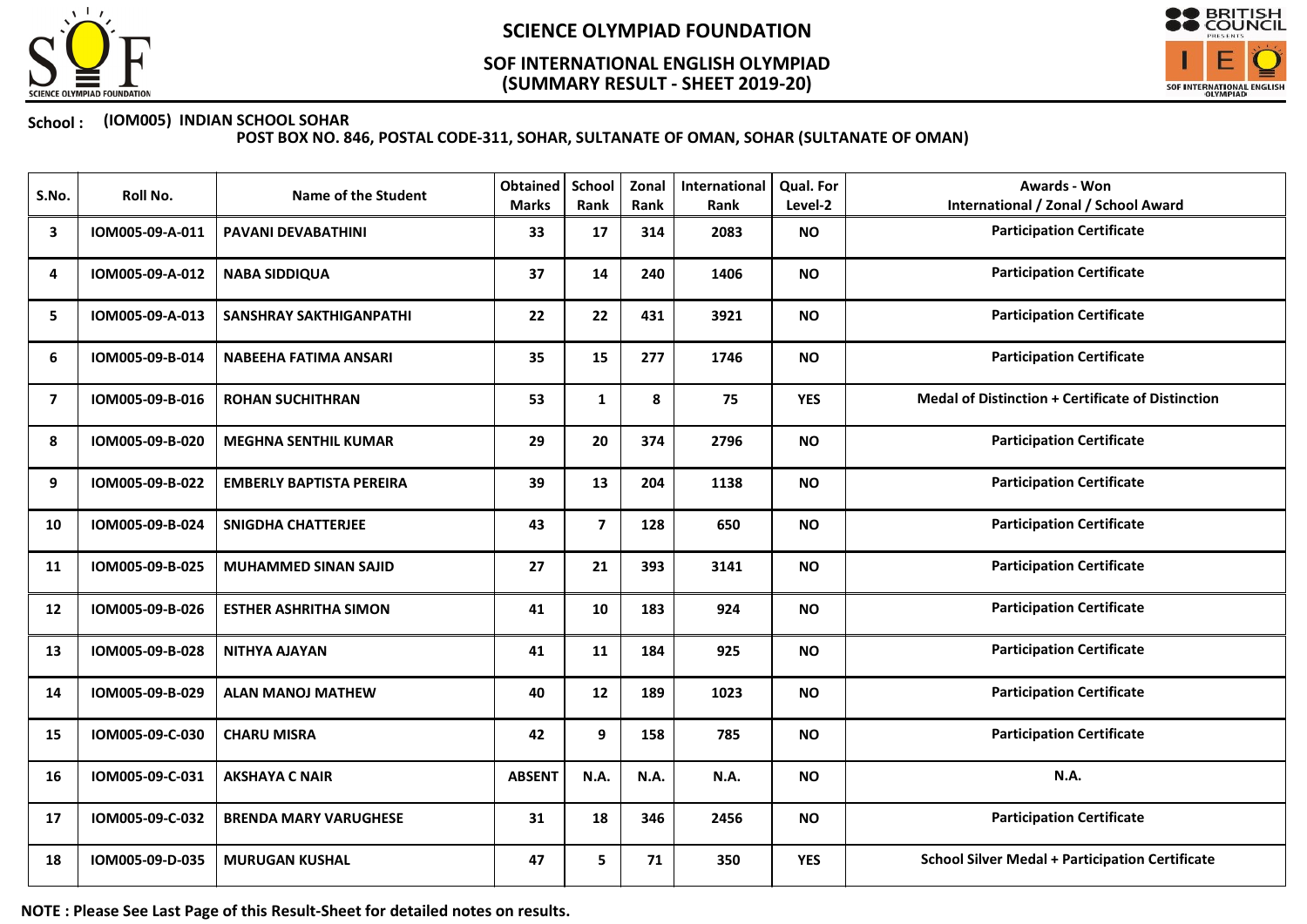# SCIENCE OLYMPIAD FOUNDATION

## SOF INTERNATIONAL ENGLISH OLYMPIAD (SUMMARY RESULT - SHEET 2019-20)

**School : (IOM005) INDIAN SCHOOL SOHAR**
**POST BOX NO. 846, POSTAL CODE-311, SOHAR, SULTANATE OF OMAN, SOHAR (SULTANATE OF OMAN)**

| S.No. | Roll No. | Name of the Student | Obtained Marks | School Rank | Zonal Rank | International Rank | Qual. For Level-2 | Awards - Won International / Zonal / School Award |
|---|---|---|---|---|---|---|---|---|
| 3 | IOM005-09-A-011 | PAVANI DEVABATHINI | 33 | 17 | 314 | 2083 | NO | Participation Certificate |
| 4 | IOM005-09-A-012 | NABA SIDDIQUA | 37 | 14 | 240 | 1406 | NO | Participation Certificate |
| 5 | IOM005-09-A-013 | SANSHRAY SAKTHIGANPATHI | 22 | 22 | 431 | 3921 | NO | Participation Certificate |
| 6 | IOM005-09-B-014 | NABEEHA FATIMA ANSARI | 35 | 15 | 277 | 1746 | NO | Participation Certificate |
| 7 | IOM005-09-B-016 | ROHAN SUCHITHRAN | 53 | 1 | 8 | 75 | YES | Medal of Distinction + Certificate of Distinction |
| 8 | IOM005-09-B-020 | MEGHNA SENTHIL KUMAR | 29 | 20 | 374 | 2796 | NO | Participation Certificate |
| 9 | IOM005-09-B-022 | EMBERLY BAPTISTA PEREIRA | 39 | 13 | 204 | 1138 | NO | Participation Certificate |
| 10 | IOM005-09-B-024 | SNIGDHA CHATTERJEE | 43 | 7 | 128 | 650 | NO | Participation Certificate |
| 11 | IOM005-09-B-025 | MUHAMMED SINAN SAJID | 27 | 21 | 393 | 3141 | NO | Participation Certificate |
| 12 | IOM005-09-B-026 | ESTHER ASHRITHA SIMON | 41 | 10 | 183 | 924 | NO | Participation Certificate |
| 13 | IOM005-09-B-028 | NITHYA AJAYAN | 41 | 11 | 184 | 925 | NO | Participation Certificate |
| 14 | IOM005-09-B-029 | ALAN MANOJ MATHEW | 40 | 12 | 189 | 1023 | NO | Participation Certificate |
| 15 | IOM005-09-C-030 | CHARU MISRA | 42 | 9 | 158 | 785 | NO | Participation Certificate |
| 16 | IOM005-09-C-031 | AKSHAYA C NAIR | ABSENT | N.A. | N.A. | N.A. | NO | N.A. |
| 17 | IOM005-09-C-032 | BRENDA MARY VARUGHESE | 31 | 18 | 346 | 2456 | NO | Participation Certificate |
| 18 | IOM005-09-D-035 | MURUGAN KUSHAL | 47 | 5 | 71 | 350 | YES | School Silver Medal + Participation Certificate |

**NOTE : Please See Last Page of this Result-Sheet for detailed notes on results.**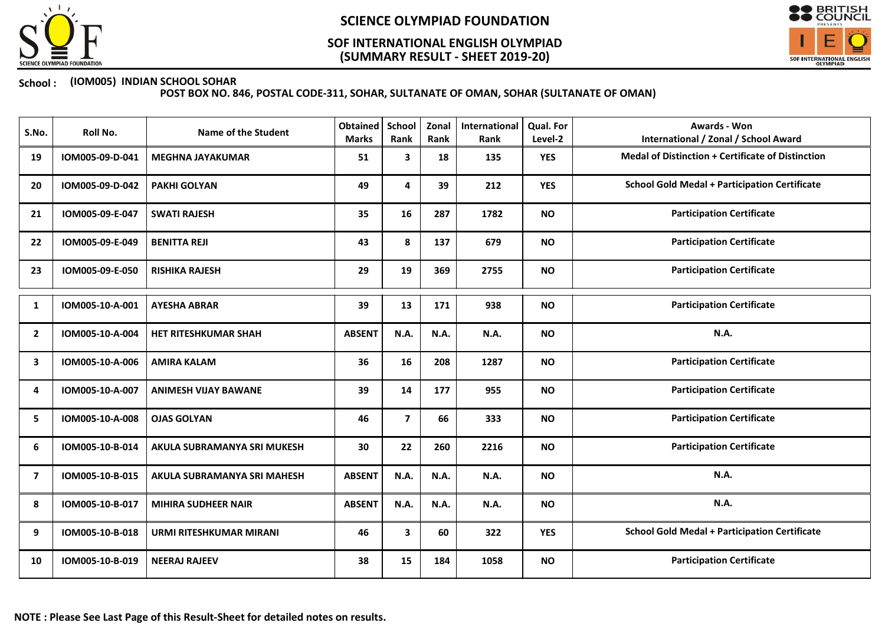# SCIENCE OLYMPIAD FOUNDATION

## SOF INTERNATIONAL ENGLISH OLYMPIAD (SUMMARY RESULT - SHEET 2019-20)

**School : (IOM005) INDIAN SCHOOL SOHAR**
**POST BOX NO. 846, POSTAL CODE-311, SOHAR, SULTANATE OF OMAN, SOHAR (SULTANATE OF OMAN)**

| S.No. | Roll No. | Name of the Student | Obtained Marks | School Rank | Zonal Rank | International Rank | Qual. For Level-2 | Awards - Won International / Zonal / School Award |
|---|---|---|---|---|---|---|---|---|
| 19 | IOM005-09-D-041 | MEGHNA JAYAKUMAR | 51 | 3 | 18 | 135 | YES | Medal of Distinction + Certificate of Distinction |
| 20 | IOM005-09-D-042 | PAKHI GOLYAN | 49 | 4 | 39 | 212 | YES | School Gold Medal + Participation Certificate |
| 21 | IOM005-09-E-047 | SWATI RAJESH | 35 | 16 | 287 | 1782 | NO | Participation Certificate |
| 22 | IOM005-09-E-049 | BENITTA REJI | 43 | 8 | 137 | 679 | NO | Participation Certificate |
| 23 | IOM005-09-E-050 | RISHIKA RAJESH | 29 | 19 | 369 | 2755 | NO | Participation Certificate |
| 1 | IOM005-10-A-001 | AYESHA ABRAR | 39 | 13 | 171 | 938 | NO | Participation Certificate |
| 2 | IOM005-10-A-004 | HET RITESHKUMAR SHAH | ABSENT | N.A. | N.A. | N.A. | NO | N.A. |
| 3 | IOM005-10-A-006 | AMIRA KALAM | 36 | 16 | 208 | 1287 | NO | Participation Certificate |
| 4 | IOM005-10-A-007 | ANIMESH VIJAY BAWANE | 39 | 14 | 177 | 955 | NO | Participation Certificate |
| 5 | IOM005-10-A-008 | OJAS GOLYAN | 46 | 7 | 66 | 333 | NO | Participation Certificate |
| 6 | IOM005-10-B-014 | AKULA SUBRAMANYA SRI MUKESH | 30 | 22 | 260 | 2216 | NO | Participation Certificate |
| 7 | IOM005-10-B-015 | AKULA SUBRAMANYA SRI MAHESH | ABSENT | N.A. | N.A. | N.A. | NO | N.A. |
| 8 | IOM005-10-B-017 | MIHIRA SUDHEER NAIR | ABSENT | N.A. | N.A. | N.A. | NO | N.A. |
| 9 | IOM005-10-B-018 | URMI RITESHKUMAR MIRANI | 46 | 3 | 60 | 322 | YES | School Gold Medal + Participation Certificate |
| 10 | IOM005-10-B-019 | NEERAJ RAJEEV | 38 | 15 | 184 | 1058 | NO | Participation Certificate |

**NOTE : Please See Last Page of this Result-Sheet for detailed notes on results.**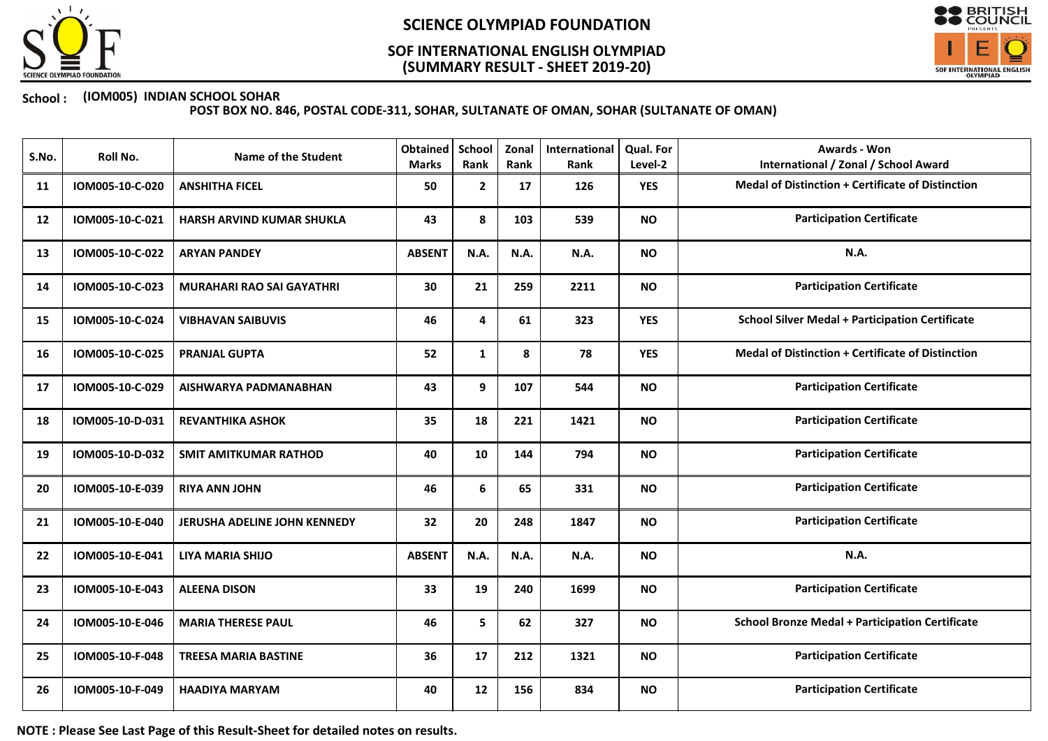# SCIENCE OLYMPIAD FOUNDATION

## SOF INTERNATIONAL ENGLISH OLYMPIAD (SUMMARY RESULT - SHEET 2019-20)

**School : (IOM005) INDIAN SCHOOL SOHAR**
**POST BOX NO. 846, POSTAL CODE-311, SOHAR, SULTANATE OF OMAN, SOHAR (SULTANATE OF OMAN)**

| S.No. | Roll No. | Name of the Student | Obtained Marks | School Rank | Zonal Rank | International Rank | Qual. For Level-2 | Awards - Won International / Zonal / School Award |
|---|---|---|---|---|---|---|---|---|
| 11 | IOM005-10-C-020 | ANSHITHA FICEL | 50 | 2 | 17 | 126 | YES | Medal of Distinction + Certificate of Distinction |
| 12 | IOM005-10-C-021 | HARSH ARVIND KUMAR SHUKLA | 43 | 8 | 103 | 539 | NO | Participation Certificate |
| 13 | IOM005-10-C-022 | ARYAN PANDEY | ABSENT | N.A. | N.A. | N.A. | NO | N.A. |
| 14 | IOM005-10-C-023 | MURAHARI RAO SAI GAYATHRI | 30 | 21 | 259 | 2211 | NO | Participation Certificate |
| 15 | IOM005-10-C-024 | VIBHAVAN SAIBUVIS | 46 | 4 | 61 | 323 | YES | School Silver Medal + Participation Certificate |
| 16 | IOM005-10-C-025 | PRANJAL GUPTA | 52 | 1 | 8 | 78 | YES | Medal of Distinction + Certificate of Distinction |
| 17 | IOM005-10-C-029 | AISHWARYA PADMANABHAN | 43 | 9 | 107 | 544 | NO | Participation Certificate |
| 18 | IOM005-10-D-031 | REVANTHIKA ASHOK | 35 | 18 | 221 | 1421 | NO | Participation Certificate |
| 19 | IOM005-10-D-032 | SMIT AMITKUMAR RATHOD | 40 | 10 | 144 | 794 | NO | Participation Certificate |
| 20 | IOM005-10-E-039 | RIYA ANN JOHN | 46 | 6 | 65 | 331 | NO | Participation Certificate |
| 21 | IOM005-10-E-040 | JERUSHA ADELINE JOHN KENNEDY | 32 | 20 | 248 | 1847 | NO | Participation Certificate |
| 22 | IOM005-10-E-041 | LIYA MARIA SHIJO | ABSENT | N.A. | N.A. | N.A. | NO | N.A. |
| 23 | IOM005-10-E-043 | ALEENA DISON | 33 | 19 | 240 | 1699 | NO | Participation Certificate |
| 24 | IOM005-10-E-046 | MARIA THERESE PAUL | 46 | 5 | 62 | 327 | NO | School Bronze Medal + Participation Certificate |
| 25 | IOM005-10-F-048 | TREESA MARIA BASTINE | 36 | 17 | 212 | 1321 | NO | Participation Certificate |
| 26 | IOM005-10-F-049 | HAADIYA MARYAM | 40 | 12 | 156 | 834 | NO | Participation Certificate |

**NOTE : Please See Last Page of this Result-Sheet for detailed notes on results.**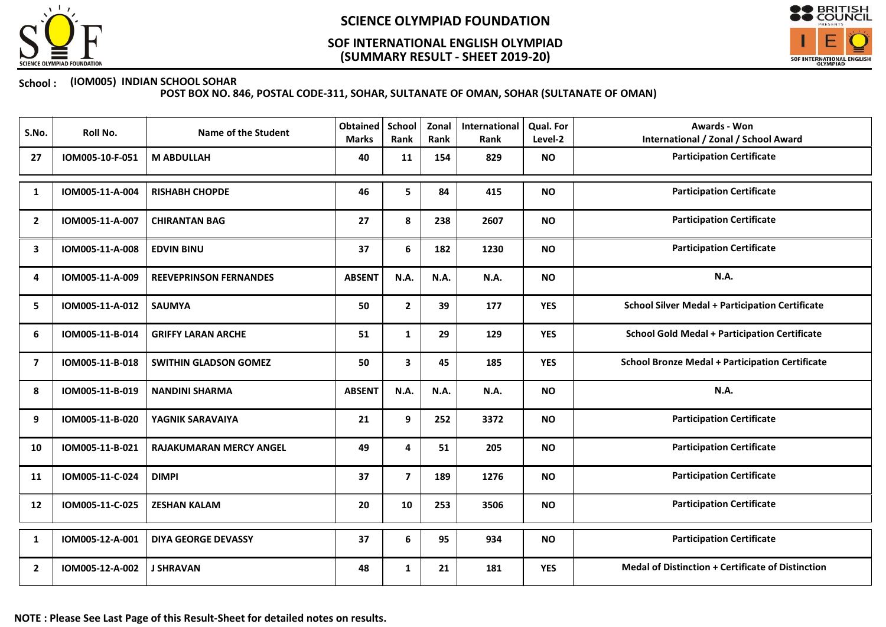# SCIENCE OLYMPIAD FOUNDATION

## SOF INTERNATIONAL ENGLISH OLYMPIAD
## (SUMMARY RESULT - SHEET 2019-20)

**School :** (IOM005) INDIAN SCHOOL SOHAR
POST BOX NO. 846, POSTAL CODE-311, SOHAR, SULTANATE OF OMAN, SOHAR (SULTANATE OF OMAN)

| S.No. | Roll No. | Name of the Student | Obtained Marks | School Rank | Zonal Rank | International Rank | Qual. For Level-2 | Awards - Won International / Zonal / School Award |
|---|---|---|---|---|---|---|---|---|
| 27 | IOM005-10-F-051 | M ABDULLAH | 40 | 11 | 154 | 829 | NO | Participation Certificate |
| 1 | IOM005-11-A-004 | RISHABH CHOPDE | 46 | 5 | 84 | 415 | NO | Participation Certificate |
| 2 | IOM005-11-A-007 | CHIRANTAN BAG | 27 | 8 | 238 | 2607 | NO | Participation Certificate |
| 3 | IOM005-11-A-008 | EDVIN BINU | 37 | 6 | 182 | 1230 | NO | Participation Certificate |
| 4 | IOM005-11-A-009 | REEVEPRINSON FERNANDES | ABSENT | N.A. | N.A. | N.A. | NO | N.A. |
| 5 | IOM005-11-A-012 | SAUMYA | 50 | 2 | 39 | 177 | YES | School Silver Medal + Participation Certificate |
| 6 | IOM005-11-B-014 | GRIFFY LARAN ARCHE | 51 | 1 | 29 | 129 | YES | School Gold Medal + Participation Certificate |
| 7 | IOM005-11-B-018 | SWITHIN GLADSON GOMEZ | 50 | 3 | 45 | 185 | YES | School Bronze Medal + Participation Certificate |
| 8 | IOM005-11-B-019 | NANDINI SHARMA | ABSENT | N.A. | N.A. | N.A. | NO | N.A. |
| 9 | IOM005-11-B-020 | YAGNIK SARAVAIYA | 21 | 9 | 252 | 3372 | NO | Participation Certificate |
| 10 | IOM005-11-B-021 | RAJAKUMARAN MERCY ANGEL | 49 | 4 | 51 | 205 | NO | Participation Certificate |
| 11 | IOM005-11-C-024 | DIMPI | 37 | 7 | 189 | 1276 | NO | Participation Certificate |
| 12 | IOM005-11-C-025 | ZESHAN KALAM | 20 | 10 | 253 | 3506 | NO | Participation Certificate |
| 1 | IOM005-12-A-001 | DIYA GEORGE DEVASSY | 37 | 6 | 95 | 934 | NO | Participation Certificate |
| 2 | IOM005-12-A-002 | J SHRAVAN | 48 | 1 | 21 | 181 | YES | Medal of Distinction + Certificate of Distinction |

**NOTE : Please See Last Page of this Result-Sheet for detailed notes on results.**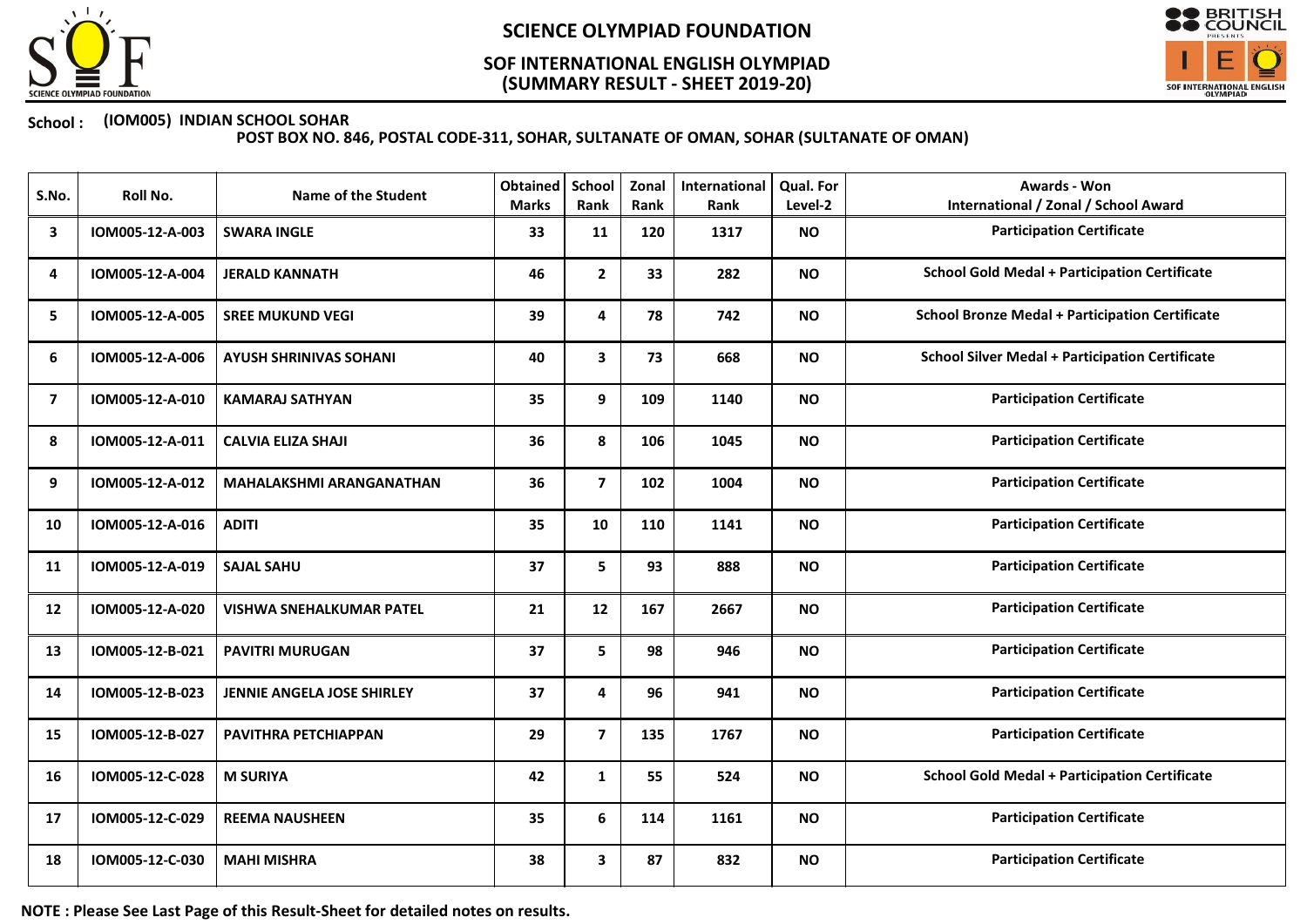# SCIENCE OLYMPIAD FOUNDATION

## SOF INTERNATIONAL ENGLISH OLYMPIAD (SUMMARY RESULT - SHEET 2019-20)

**School : (IOM005) INDIAN SCHOOL SOHAR**

**POST BOX NO. 846, POSTAL CODE-311, SOHAR, SULTANATE OF OMAN, SOHAR (SULTANATE OF OMAN)**

| S.No. | Roll No. | Name of the Student | Obtained Marks | School Rank | Zonal Rank | International Rank | Qual. For Level-2 | Awards - Won International / Zonal / School Award |
|---|---|---|---|---|---|---|---|---|
| 3 | IOM005-12-A-003 | SWARA INGLE | 33 | 11 | 120 | 1317 | NO | Participation Certificate |
| 4 | IOM005-12-A-004 | JERALD KANNATH | 46 | 2 | 33 | 282 | NO | School Gold Medal + Participation Certificate |
| 5 | IOM005-12-A-005 | SREE MUKUND VEGI | 39 | 4 | 78 | 742 | NO | School Bronze Medal + Participation Certificate |
| 6 | IOM005-12-A-006 | AYUSH SHRINIVAS SOHANI | 40 | 3 | 73 | 668 | NO | School Silver Medal + Participation Certificate |
| 7 | IOM005-12-A-010 | KAMARAJ SATHYAN | 35 | 9 | 109 | 1140 | NO | Participation Certificate |
| 8 | IOM005-12-A-011 | CALVIA ELIZA SHAJI | 36 | 8 | 106 | 1045 | NO | Participation Certificate |
| 9 | IOM005-12-A-012 | MAHALAKSHMI ARANGANATHAN | 36 | 7 | 102 | 1004 | NO | Participation Certificate |
| 10 | IOM005-12-A-016 | ADITI | 35 | 10 | 110 | 1141 | NO | Participation Certificate |
| 11 | IOM005-12-A-019 | SAJAL SAHU | 37 | 5 | 93 | 888 | NO | Participation Certificate |
| 12 | IOM005-12-A-020 | VISHWA SNEHALKUMAR PATEL | 21 | 12 | 167 | 2667 | NO | Participation Certificate |
| 13 | IOM005-12-B-021 | PAVITRI MURUGAN | 37 | 5 | 98 | 946 | NO | Participation Certificate |
| 14 | IOM005-12-B-023 | JENNIE ANGELA JOSE SHIRLEY | 37 | 4 | 96 | 941 | NO | Participation Certificate |
| 15 | IOM005-12-B-027 | PAVITHRA PETCHIAPPAN | 29 | 7 | 135 | 1767 | NO | Participation Certificate |
| 16 | IOM005-12-C-028 | M SURIYA | 42 | 1 | 55 | 524 | NO | School Gold Medal + Participation Certificate |
| 17 | IOM005-12-C-029 | REEMA NAUSHEEN | 35 | 6 | 114 | 1161 | NO | Participation Certificate |
| 18 | IOM005-12-C-030 | MAHI MISHRA | 38 | 3 | 87 | 832 | NO | Participation Certificate |

**NOTE : Please See Last Page of this Result-Sheet for detailed notes on results.**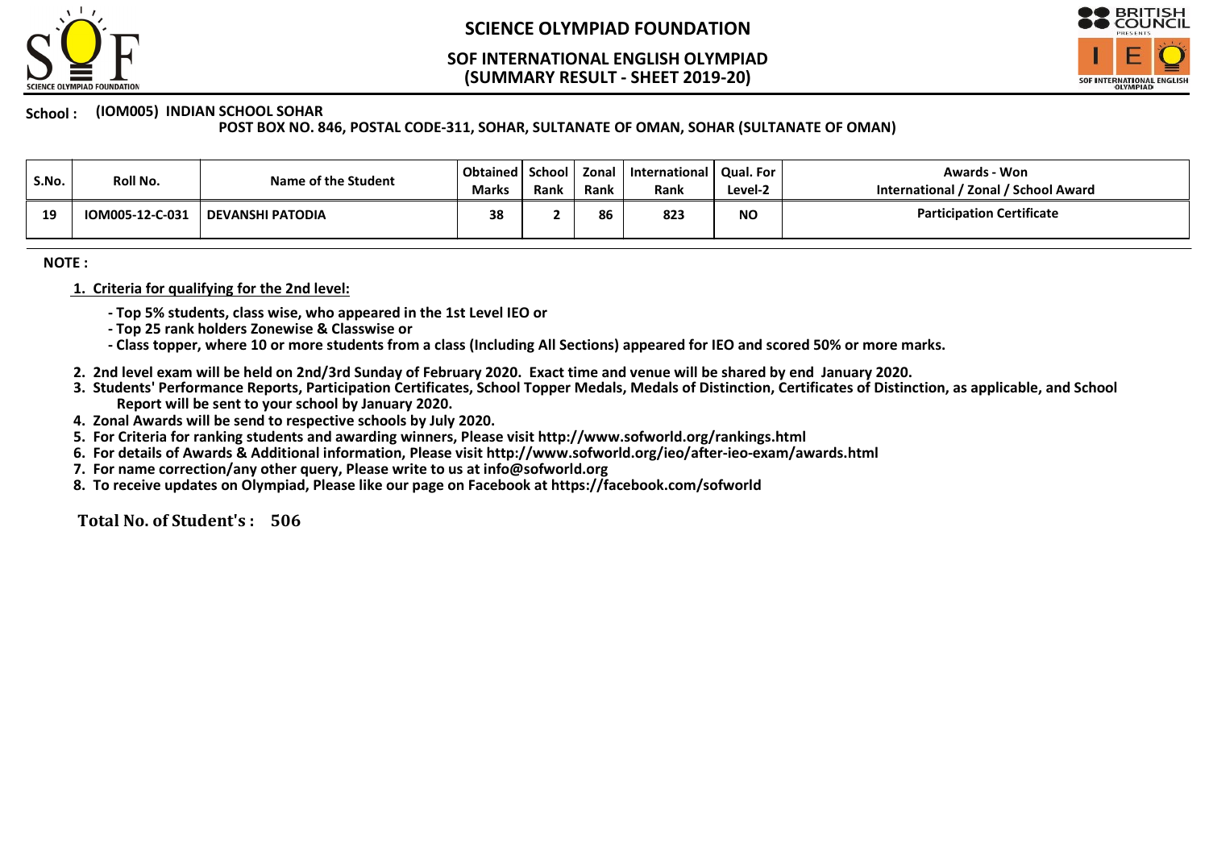# SCIENCE OLYMPIAD FOUNDATION

## SOF INTERNATIONAL ENGLISH OLYMPIAD
## (SUMMARY RESULT - SHEET 2019-20)

**School : (IOM005) INDIAN SCHOOL SOHAR**
**POST BOX NO. 846, POSTAL CODE-311, SOHAR, SULTANATE OF OMAN, SOHAR (SULTANATE OF OMAN)**

| S.No. | Roll No. | Name of the Student | Obtained Marks | School Rank | Zonal Rank | International Rank | Qual. For Level-2 | Awards - Won International / Zonal / School Award |
|---|---|---|---|---|---|---|---|---|
| 19 | IOM005-12-C-031 | DEVANSHI PATODIA | 38 | 2 | 86 | 823 | NO | Participation Certificate |

**NOTE :**

1. **Criteria for qualifying for the 2nd level:**
   - Top 5% students, class wise, who appeared in the 1st Level IEO or
   - Top 25 rank holders Zonewise & Classwise or
   - Class topper, where 10 or more students from a class (Including All Sections) appeared for IEO and scored 50% or more marks.
2. 2nd level exam will be held on 2nd/3rd Sunday of February 2020. Exact time and venue will be shared by end January 2020.
3. Students' Performance Reports, Participation Certificates, School Topper Medals, Medals of Distinction, Certificates of Distinction, as applicable, and School Report will be sent to your school by January 2020.
4. Zonal Awards will be send to respective schools by July 2020.
5. For Criteria for ranking students and awarding winners, Please visit http://www.sofworld.org/rankings.html
6. For details of Awards & Additional information, Please visit http://www.sofworld.org/ieo/after-ieo-exam/awards.html
7. For name correction/any other query, Please write to us at info@sofworld.org
8. To receive updates on Olympiad, Please like our page on Facebook at https://facebook.com/sofworld

**Total No. of Student's : 506**